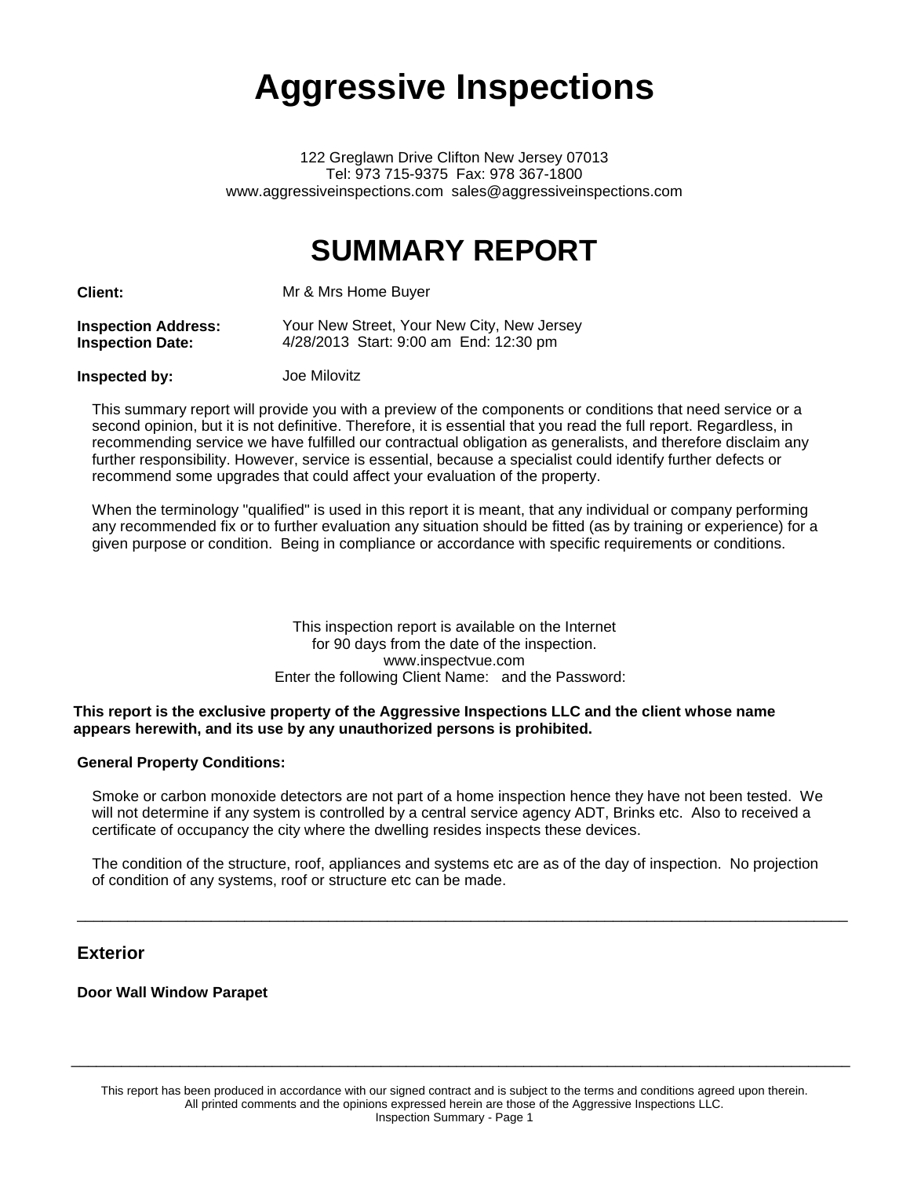# Aggressive Inspections

122 Greglawn Drive Clifton New Jersey 07013
Tel: 973 715-9375 Fax: 978 367-1800
www.aggressiveinspections.com sales@aggressiveinspections.com

# SUMMARY REPORT

**Client:** Mr & Mrs Home Buyer

**Inspection Address:** Your New Street, Your New City, New Jersey
**Inspection Date:** 4/28/2013 Start: 9:00 am End: 12:30 pm

**Inspected by:** Joe Milovitz

This summary report will provide you with a preview of the components or conditions that need service or a second opinion, but it is not definitive. Therefore, it is essential that you read the full report. Regardless, in recommending service we have fulfilled our contractual obligation as generalists, and therefore disclaim any further responsibility. However, service is essential, because a specialist could identify further defects or recommend some upgrades that could affect your evaluation of the property.

When the terminology "qualified" is used in this report it is meant, that any individual or company performing any recommended fix or to further evaluation any situation should be fitted (as by training or experience) for a given purpose or condition. Being in compliance or accordance with specific requirements or conditions.

This inspection report is available on the Internet
for 90 days from the date of the inspection.
www.inspectvue.com
Enter the following Client Name: and the Password:

**This report is the exclusive property of the Aggressive Inspections LLC and the client whose name appears herewith, and its use by any unauthorized persons is prohibited.**

**General Property Conditions:**

Smoke or carbon monoxide detectors are not part of a home inspection hence they have not been tested. We will not determine if any system is controlled by a central service agency ADT, Brinks etc. Also to received a certificate of occupancy the city where the dwelling resides inspects these devices.

The condition of the structure, roof, appliances and systems etc are as of the day of inspection. No projection of condition of any systems, roof or structure etc can be made.

---

## Exterior

**Door Wall Window Parapet**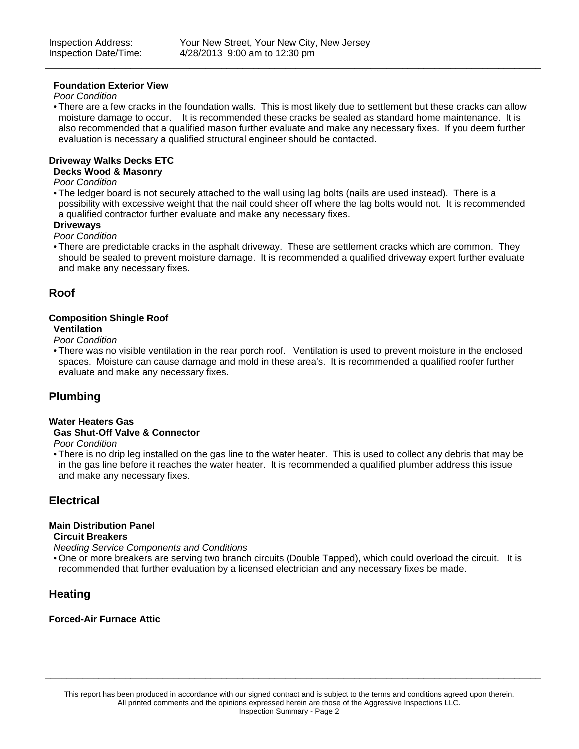### Foundation Exterior View

*Poor Condition*

- There are a few cracks in the foundation walls. This is most likely due to settlement but these cracks can allow moisture damage to occur. It is recommended these cracks be sealed as standard home maintenance. It is also recommended that a qualified mason further evaluate and make any necessary fixes. If you deem further evaluation is necessary a qualified structural engineer should be contacted.

### Driveway Walks Decks ETC

#### Decks Wood & Masonry

*Poor Condition*

- The ledger board is not securely attached to the wall using lag bolts (nails are used instead). There is a possibility with excessive weight that the nail could sheer off where the lag bolts would not. It is recommended a qualified contractor further evaluate and make any necessary fixes.

#### Driveways

*Poor Condition*

- There are predictable cracks in the asphalt driveway. These are settlement cracks which are common. They should be sealed to prevent moisture damage. It is recommended a qualified driveway expert further evaluate and make any necessary fixes.

## Roof

### Composition Shingle Roof

#### Ventilation

*Poor Condition*

- There was no visible ventilation in the rear porch roof. Ventilation is used to prevent moisture in the enclosed spaces. Moisture can cause damage and mold in these area's. It is recommended a qualified roofer further evaluate and make any necessary fixes.

## Plumbing

### Water Heaters Gas

#### Gas Shut-Off Valve & Connector

*Poor Condition*

- There is no drip leg installed on the gas line to the water heater. This is used to collect any debris that may be in the gas line before it reaches the water heater. It is recommended a qualified plumber address this issue and make any necessary fixes.

## Electrical

### Main Distribution Panel

#### Circuit Breakers

*Needing Service Components and Conditions*

- One or more breakers are serving two branch circuits (Double Tapped), which could overload the circuit. It is recommended that further evaluation by a licensed electrician and any necessary fixes be made.

## Heating

### Forced-Air Furnace Attic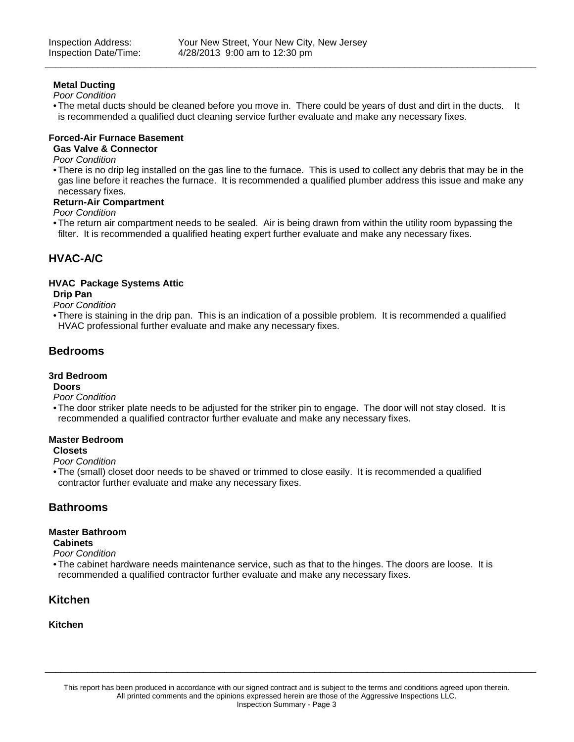#### Metal Ducting

*Poor Condition*

- The metal ducts should be cleaned before you move in. There could be years of dust and dirt in the ducts. It is recommended a qualified duct cleaning service further evaluate and make any necessary fixes.

### Forced-Air Furnace Basement

#### Gas Valve & Connector

*Poor Condition*

- There is no drip leg installed on the gas line to the furnace. This is used to collect any debris that may be in the gas line before it reaches the furnace. It is recommended a qualified plumber address this issue and make any necessary fixes.

#### Return-Air Compartment

*Poor Condition*

- The return air compartment needs to be sealed. Air is being drawn from within the utility room bypassing the filter. It is recommended a qualified heating expert further evaluate and make any necessary fixes.

## HVAC-A/C

### HVAC Package Systems Attic

#### Drip Pan

*Poor Condition*

- There is staining in the drip pan. This is an indication of a possible problem. It is recommended a qualified HVAC professional further evaluate and make any necessary fixes.

## Bedrooms

### 3rd Bedroom

#### Doors

*Poor Condition*

- The door striker plate needs to be adjusted for the striker pin to engage. The door will not stay closed. It is recommended a qualified contractor further evaluate and make any necessary fixes.

### Master Bedroom

#### Closets

*Poor Condition*

- The (small) closet door needs to be shaved or trimmed to close easily. It is recommended a qualified contractor further evaluate and make any necessary fixes.

## Bathrooms

### Master Bathroom

#### Cabinets

*Poor Condition*

- The cabinet hardware needs maintenance service, such as that to the hinges. The doors are loose. It is recommended a qualified contractor further evaluate and make any necessary fixes.

## Kitchen

### Kitchen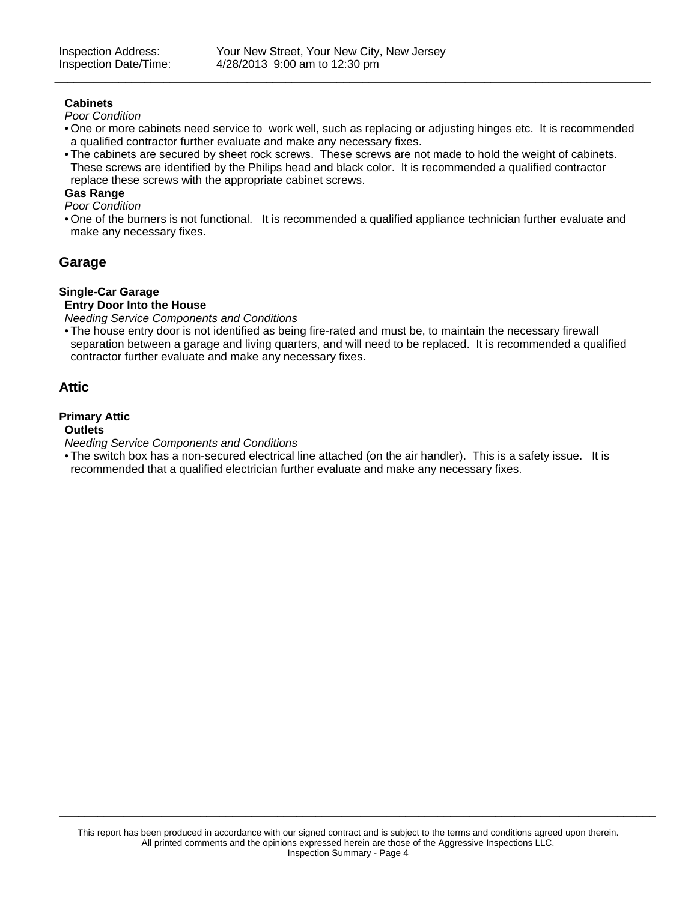**Cabinets**

*Poor Condition*

- One or more cabinets need service to work well, such as replacing or adjusting hinges etc. It is recommended a qualified contractor further evaluate and make any necessary fixes.
- The cabinets are secured by sheet rock screws. These screws are not made to hold the weight of cabinets. These screws are identified by the Philips head and black color. It is recommended a qualified contractor replace these screws with the appropriate cabinet screws.

**Gas Range**

*Poor Condition*

- One of the burners is not functional. It is recommended a qualified appliance technician further evaluate and make any necessary fixes.

## Garage

### Single-Car Garage

**Entry Door Into the House**

*Needing Service Components and Conditions*

- The house entry door is not identified as being fire-rated and must be, to maintain the necessary firewall separation between a garage and living quarters, and will need to be replaced. It is recommended a qualified contractor further evaluate and make any necessary fixes.

## Attic

### Primary Attic

**Outlets**

*Needing Service Components and Conditions*

- The switch box has a non-secured electrical line attached (on the air handler). This is a safety issue. It is recommended that a qualified electrician further evaluate and make any necessary fixes.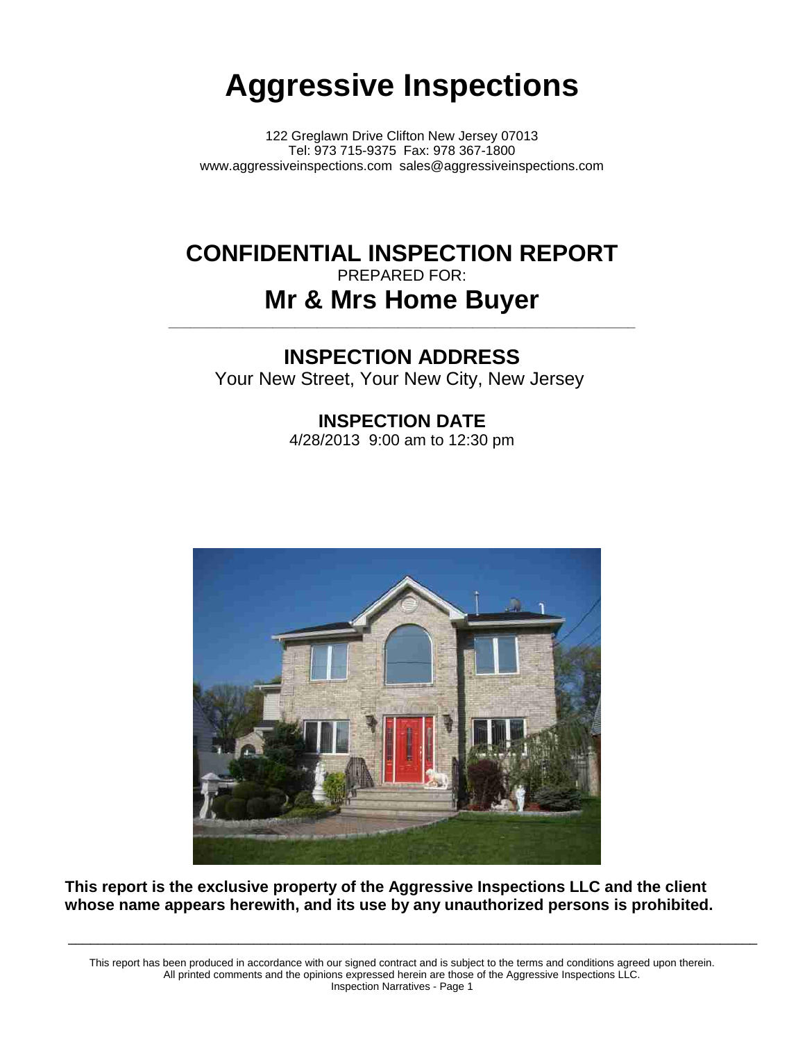# Aggressive Inspections

122 Greglawn Drive Clifton New Jersey 07013
Tel: 973 715-9375 Fax: 978 367-1800
www.aggressiveinspections.com sales@aggressiveinspections.com

## CONFIDENTIAL INSPECTION REPORT

PREPARED FOR:

## Mr & Mrs Home Buyer

---

### INSPECTION ADDRESS

Your New Street, Your New City, New Jersey

### INSPECTION DATE

4/28/2013 9:00 am to 12:30 pm

**This report is the exclusive property of the Aggressive Inspections LLC and the client whose name appears herewith, and its use by any unauthorized persons is prohibited.**

---

This report has been produced in accordance with our signed contract and is subject to the terms and conditions agreed upon therein. All printed comments and the opinions expressed herein are those of the Aggressive Inspections LLC.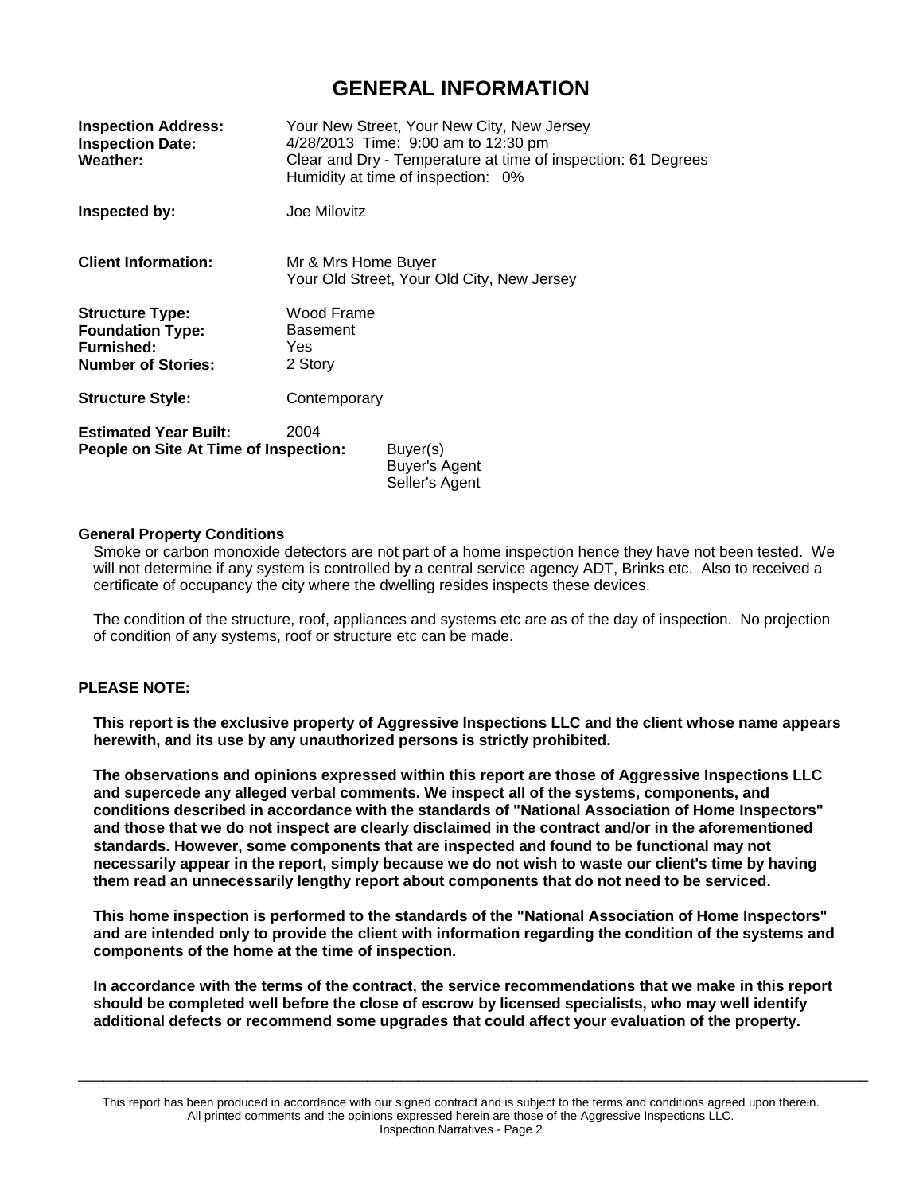# GENERAL INFORMATION

**Inspection Address:** Your New Street, Your New City, New Jersey
**Inspection Date:** 4/28/2013 Time: 9:00 am to 12:30 pm
**Weather:** Clear and Dry - Temperature at time of inspection: 61 Degrees
Humidity at time of inspection: 0%

**Inspected by:** Joe Milovitz

**Client Information:** Mr & Mrs Home Buyer
Your Old Street, Your Old City, New Jersey

**Structure Type:** Wood Frame
**Foundation Type:** Basement
**Furnished:** Yes
**Number of Stories:** 2 Story

**Structure Style:** Contemporary

**Estimated Year Built:** 2004
**People on Site At Time of Inspection:** Buyer(s)
Buyer's Agent
Seller's Agent

**General Property Conditions**

Smoke or carbon monoxide detectors are not part of a home inspection hence they have not been tested. We will not determine if any system is controlled by a central service agency ADT, Brinks etc. Also to received a certificate of occupancy the city where the dwelling resides inspects these devices.

The condition of the structure, roof, appliances and systems etc are as of the day of inspection. No projection of condition of any systems, roof or structure etc can be made.

**PLEASE NOTE:**

**This report is the exclusive property of Aggressive Inspections LLC and the client whose name appears herewith, and its use by any unauthorized persons is strictly prohibited.**

**The observations and opinions expressed within this report are those of Aggressive Inspections LLC and supercede any alleged verbal comments. We inspect all of the systems, components, and conditions described in accordance with the standards of "National Association of Home Inspectors" and those that we do not inspect are clearly disclaimed in the contract and/or in the aforementioned standards. However, some components that are inspected and found to be functional may not necessarily appear in the report, simply because we do not wish to waste our client's time by having them read an unnecessarily lengthy report about components that do not need to be serviced.**

**This home inspection is performed to the standards of the "National Association of Home Inspectors" and are intended only to provide the client with information regarding the condition of the systems and components of the home at the time of inspection.**

**In accordance with the terms of the contract, the service recommendations that we make in this report should be completed well before the close of escrow by licensed specialists, who may well identify additional defects or recommend some upgrades that could affect your evaluation of the property.**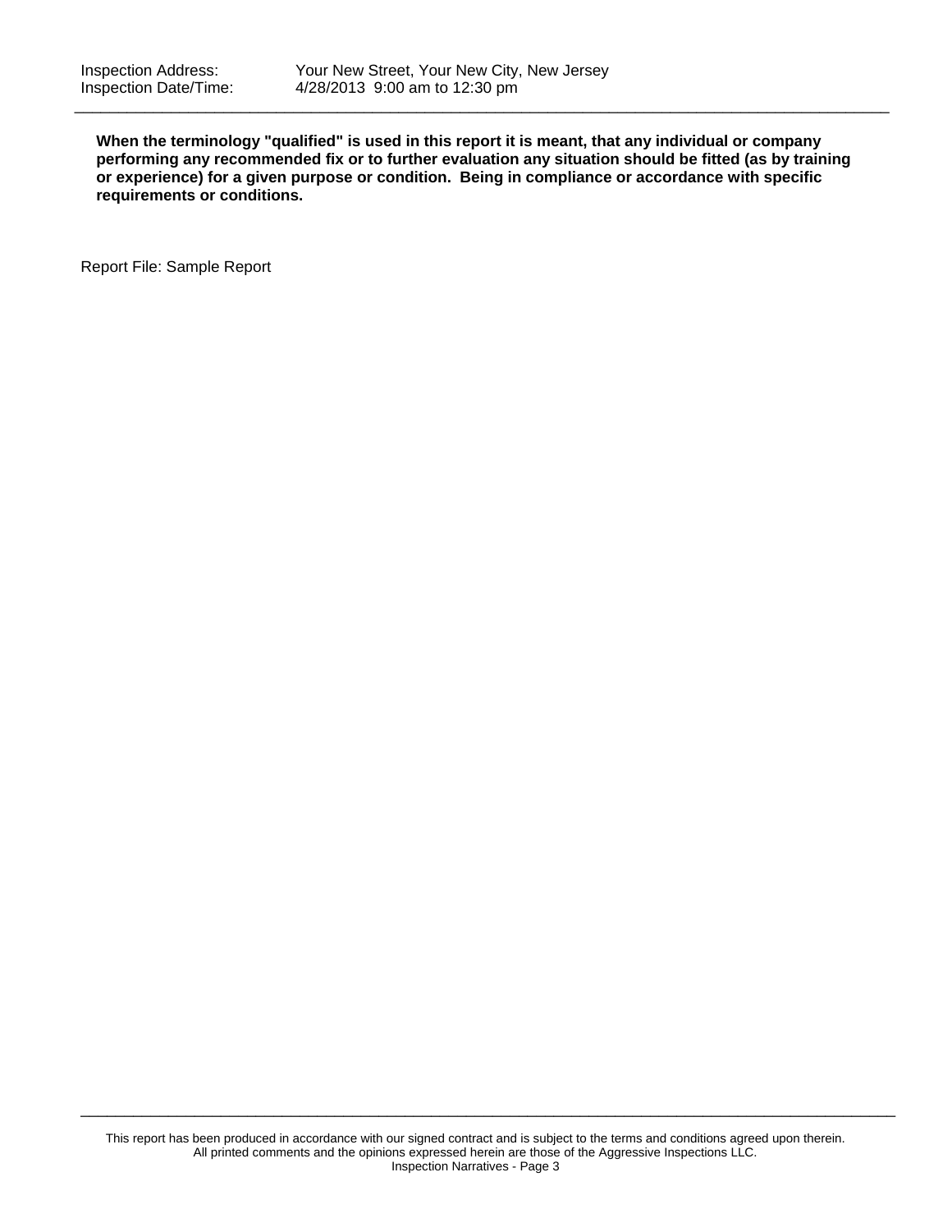**When the terminology "qualified" is used in this report it is meant, that any individual or company performing any recommended fix or to further evaluation any situation should be fitted (as by training or experience) for a given purpose or condition.  Being in compliance or accordance with specific requirements or conditions.**

Report File: Sample Report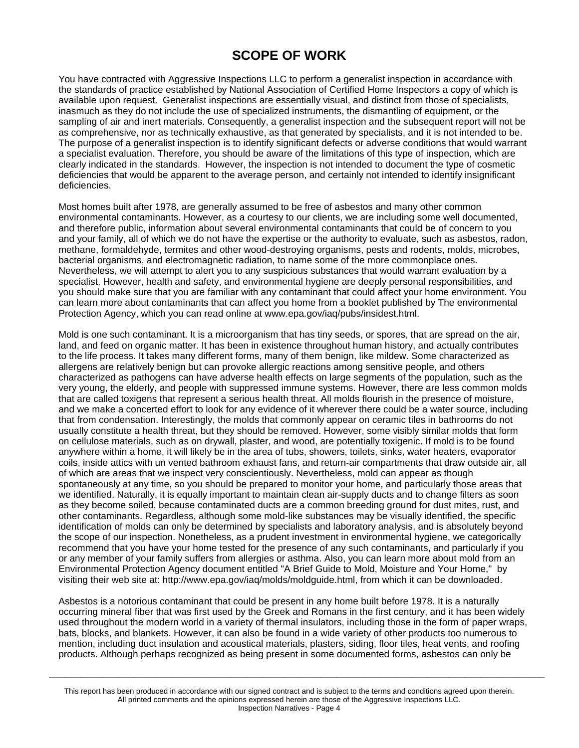# SCOPE OF WORK

You have contracted with Aggressive Inspections LLC to perform a generalist inspection in accordance with the standards of practice established by National Association of Certified Home Inspectors a copy of which is available upon request. Generalist inspections are essentially visual, and distinct from those of specialists, inasmuch as they do not include the use of specialized instruments, the dismantling of equipment, or the sampling of air and inert materials. Consequently, a generalist inspection and the subsequent report will not be as comprehensive, nor as technically exhaustive, as that generated by specialists, and it is not intended to be. The purpose of a generalist inspection is to identify significant defects or adverse conditions that would warrant a specialist evaluation. Therefore, you should be aware of the limitations of this type of inspection, which are clearly indicated in the standards. However, the inspection is not intended to document the type of cosmetic deficiencies that would be apparent to the average person, and certainly not intended to identify insignificant deficiencies.

Most homes built after 1978, are generally assumed to be free of asbestos and many other common environmental contaminants. However, as a courtesy to our clients, we are including some well documented, and therefore public, information about several environmental contaminants that could be of concern to you and your family, all of which we do not have the expertise or the authority to evaluate, such as asbestos, radon, methane, formaldehyde, termites and other wood-destroying organisms, pests and rodents, molds, microbes, bacterial organisms, and electromagnetic radiation, to name some of the more commonplace ones. Nevertheless, we will attempt to alert you to any suspicious substances that would warrant evaluation by a specialist. However, health and safety, and environmental hygiene are deeply personal responsibilities, and you should make sure that you are familiar with any contaminant that could affect your home environment. You can learn more about contaminants that can affect you home from a booklet published by The environmental Protection Agency, which you can read online at www.epa.gov/iaq/pubs/insidest.html.

Mold is one such contaminant. It is a microorganism that has tiny seeds, or spores, that are spread on the air, land, and feed on organic matter. It has been in existence throughout human history, and actually contributes to the life process. It takes many different forms, many of them benign, like mildew. Some characterized as allergens are relatively benign but can provoke allergic reactions among sensitive people, and others characterized as pathogens can have adverse health effects on large segments of the population, such as the very young, the elderly, and people with suppressed immune systems. However, there are less common molds that are called toxigens that represent a serious health threat. All molds flourish in the presence of moisture, and we make a concerted effort to look for any evidence of it wherever there could be a water source, including that from condensation. Interestingly, the molds that commonly appear on ceramic tiles in bathrooms do not usually constitute a health threat, but they should be removed. However, some visibly similar molds that form on cellulose materials, such as on drywall, plaster, and wood, are potentially toxigenic. If mold is to be found anywhere within a home, it will likely be in the area of tubs, showers, toilets, sinks, water heaters, evaporator coils, inside attics with un vented bathroom exhaust fans, and return-air compartments that draw outside air, all of which are areas that we inspect very conscientiously. Nevertheless, mold can appear as though spontaneously at any time, so you should be prepared to monitor your home, and particularly those areas that we identified. Naturally, it is equally important to maintain clean air-supply ducts and to change filters as soon as they become soiled, because contaminated ducts are a common breeding ground for dust mites, rust, and other contaminants. Regardless, although some mold-like substances may be visually identified, the specific identification of molds can only be determined by specialists and laboratory analysis, and is absolutely beyond the scope of our inspection. Nonetheless, as a prudent investment in environmental hygiene, we categorically recommend that you have your home tested for the presence of any such contaminants, and particularly if you or any member of your family suffers from allergies or asthma. Also, you can learn more about mold from an Environmental Protection Agency document entitled "A Brief Guide to Mold, Moisture and Your Home," by visiting their web site at: http://www.epa.gov/iaq/molds/moldguide.html, from which it can be downloaded.

Asbestos is a notorious contaminant that could be present in any home built before 1978. It is a naturally occurring mineral fiber that was first used by the Greek and Romans in the first century, and it has been widely used throughout the modern world in a variety of thermal insulators, including those in the form of paper wraps, bats, blocks, and blankets. However, it can also be found in a wide variety of other products too numerous to mention, including duct insulation and acoustical materials, plasters, siding, floor tiles, heat vents, and roofing products. Although perhaps recognized as being present in some documented forms, asbestos can only be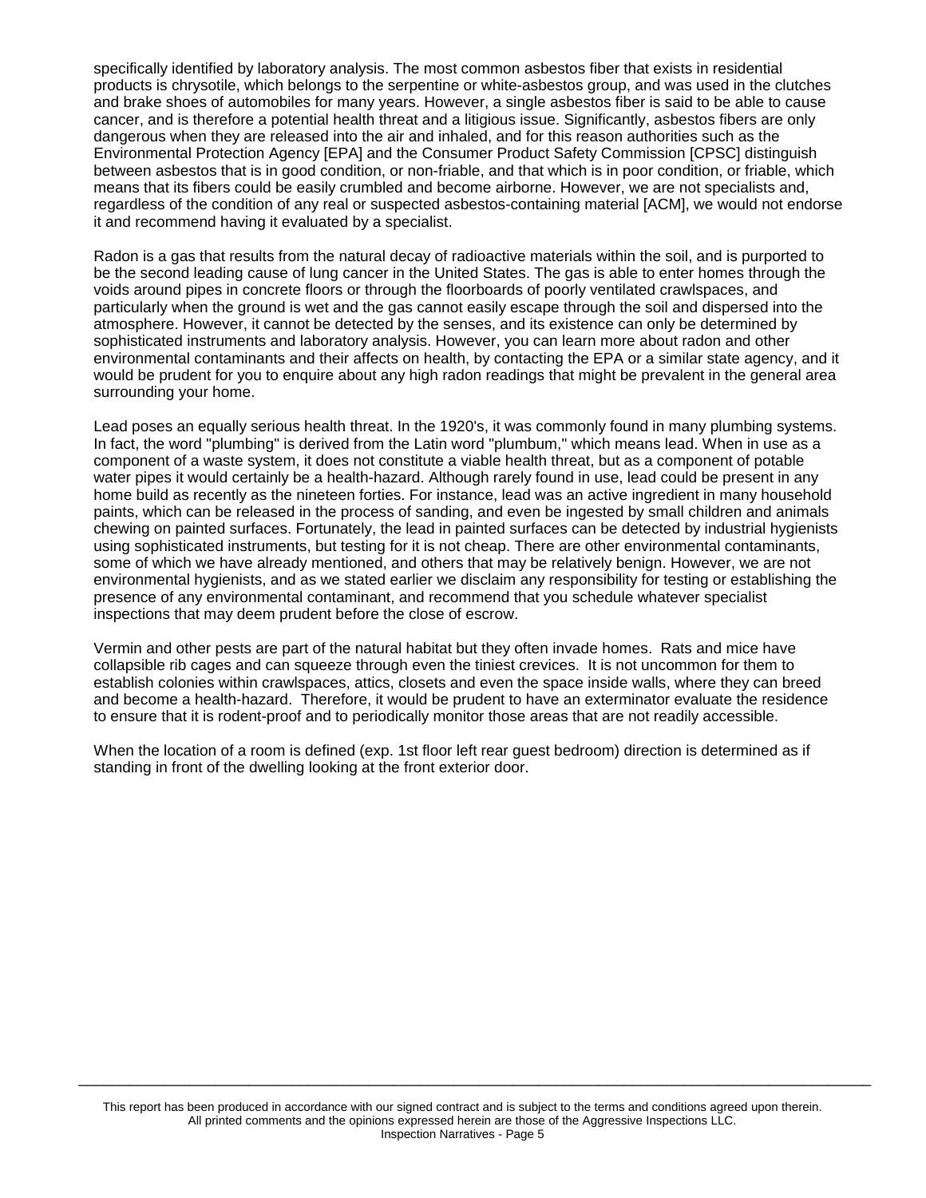specifically identified by laboratory analysis. The most common asbestos fiber that exists in residential products is chrysotile, which belongs to the serpentine or white-asbestos group, and was used in the clutches and brake shoes of automobiles for many years. However, a single asbestos fiber is said to be able to cause cancer, and is therefore a potential health threat and a litigious issue. Significantly, asbestos fibers are only dangerous when they are released into the air and inhaled, and for this reason authorities such as the Environmental Protection Agency [EPA] and the Consumer Product Safety Commission [CPSC] distinguish between asbestos that is in good condition, or non-friable, and that which is in poor condition, or friable, which means that its fibers could be easily crumbled and become airborne. However, we are not specialists and, regardless of the condition of any real or suspected asbestos-containing material [ACM], we would not endorse it and recommend having it evaluated by a specialist.

Radon is a gas that results from the natural decay of radioactive materials within the soil, and is purported to be the second leading cause of lung cancer in the United States. The gas is able to enter homes through the voids around pipes in concrete floors or through the floorboards of poorly ventilated crawlspaces, and particularly when the ground is wet and the gas cannot easily escape through the soil and dispersed into the atmosphere. However, it cannot be detected by the senses, and its existence can only be determined by sophisticated instruments and laboratory analysis. However, you can learn more about radon and other environmental contaminants and their affects on health, by contacting the EPA or a similar state agency, and it would be prudent for you to enquire about any high radon readings that might be prevalent in the general area surrounding your home.

Lead poses an equally serious health threat. In the 1920's, it was commonly found in many plumbing systems. In fact, the word "plumbing" is derived from the Latin word "plumbum," which means lead. When in use as a component of a waste system, it does not constitute a viable health threat, but as a component of potable water pipes it would certainly be a health-hazard. Although rarely found in use, lead could be present in any home build as recently as the nineteen forties. For instance, lead was an active ingredient in many household paints, which can be released in the process of sanding, and even be ingested by small children and animals chewing on painted surfaces. Fortunately, the lead in painted surfaces can be detected by industrial hygienists using sophisticated instruments, but testing for it is not cheap. There are other environmental contaminants, some of which we have already mentioned, and others that may be relatively benign. However, we are not environmental hygienists, and as we stated earlier we disclaim any responsibility for testing or establishing the presence of any environmental contaminant, and recommend that you schedule whatever specialist inspections that may deem prudent before the close of escrow.

Vermin and other pests are part of the natural habitat but they often invade homes. Rats and mice have collapsible rib cages and can squeeze through even the tiniest crevices. It is not uncommon for them to establish colonies within crawlspaces, attics, closets and even the space inside walls, where they can breed and become a health-hazard. Therefore, it would be prudent to have an exterminator evaluate the residence to ensure that it is rodent-proof and to periodically monitor those areas that are not readily accessible.

When the location of a room is defined (exp. 1st floor left rear guest bedroom) direction is determined as if standing in front of the dwelling looking at the front exterior door.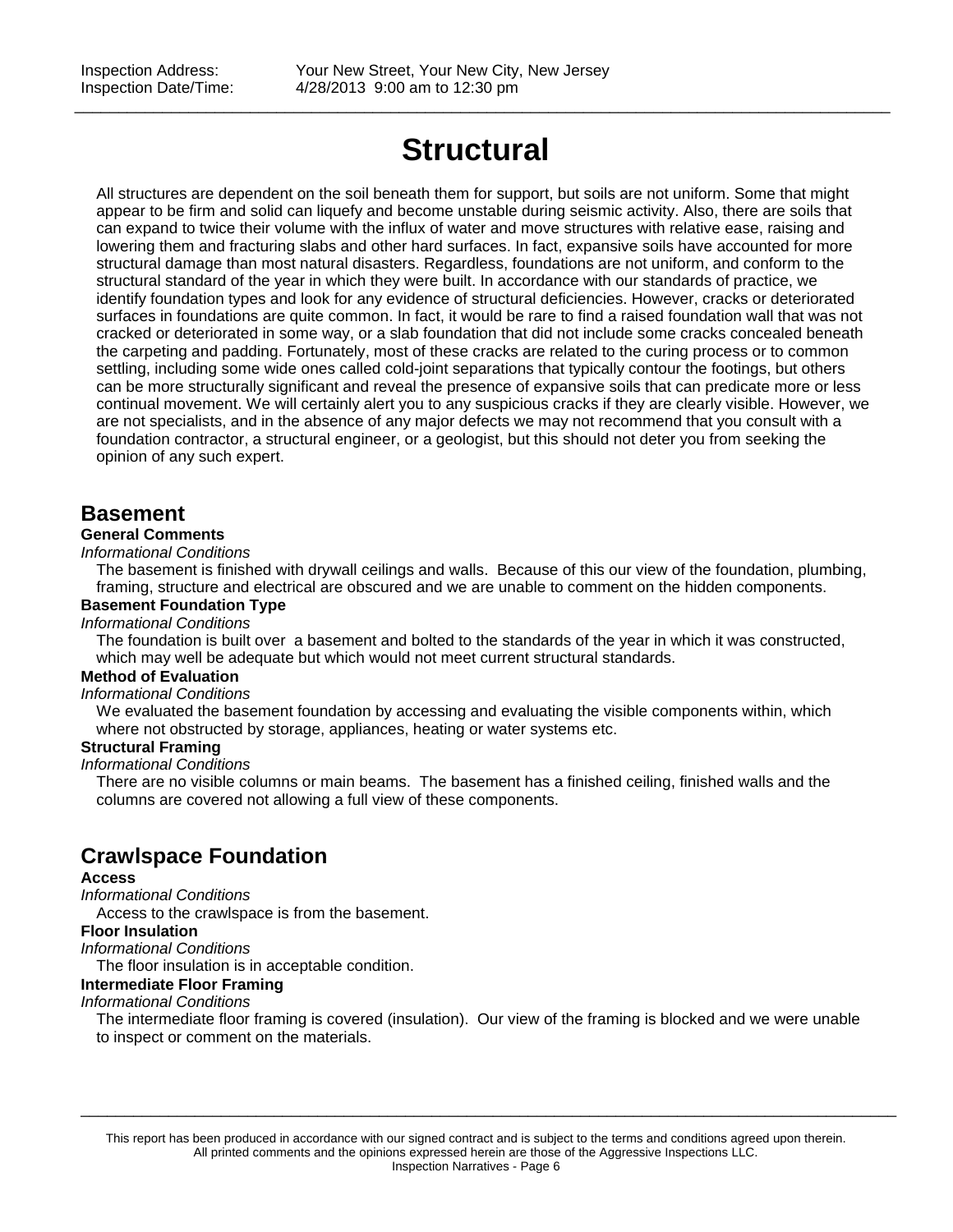# Structural

All structures are dependent on the soil beneath them for support, but soils are not uniform. Some that might appear to be firm and solid can liquefy and become unstable during seismic activity. Also, there are soils that can expand to twice their volume with the influx of water and move structures with relative ease, raising and lowering them and fracturing slabs and other hard surfaces. In fact, expansive soils have accounted for more structural damage than most natural disasters. Regardless, foundations are not uniform, and conform to the structural standard of the year in which they were built. In accordance with our standards of practice, we identify foundation types and look for any evidence of structural deficiencies. However, cracks or deteriorated surfaces in foundations are quite common. In fact, it would be rare to find a raised foundation wall that was not cracked or deteriorated in some way, or a slab foundation that did not include some cracks concealed beneath the carpeting and padding. Fortunately, most of these cracks are related to the curing process or to common settling, including some wide ones called cold-joint separations that typically contour the footings, but others can be more structurally significant and reveal the presence of expansive soils that can predicate more or less continual movement. We will certainly alert you to any suspicious cracks if they are clearly visible. However, we are not specialists, and in the absence of any major defects we may not recommend that you consult with a foundation contractor, a structural engineer, or a geologist, but this should not deter you from seeking the opinion of any such expert.

## Basement

**General Comments**

*Informational Conditions*

The basement is finished with drywall ceilings and walls. Because of this our view of the foundation, plumbing, framing, structure and electrical are obscured and we are unable to comment on the hidden components.

**Basement Foundation Type**

*Informational Conditions*

The foundation is built over a basement and bolted to the standards of the year in which it was constructed, which may well be adequate but which would not meet current structural standards.

**Method of Evaluation**

*Informational Conditions*

We evaluated the basement foundation by accessing and evaluating the visible components within, which where not obstructed by storage, appliances, heating or water systems etc.

**Structural Framing**

*Informational Conditions*

There are no visible columns or main beams. The basement has a finished ceiling, finished walls and the columns are covered not allowing a full view of these components.

## Crawlspace Foundation

**Access**

*Informational Conditions*

Access to the crawlspace is from the basement.

**Floor Insulation**

*Informational Conditions*

The floor insulation is in acceptable condition.

**Intermediate Floor Framing**

*Informational Conditions*

The intermediate floor framing is covered (insulation). Our view of the framing is blocked and we were unable to inspect or comment on the materials.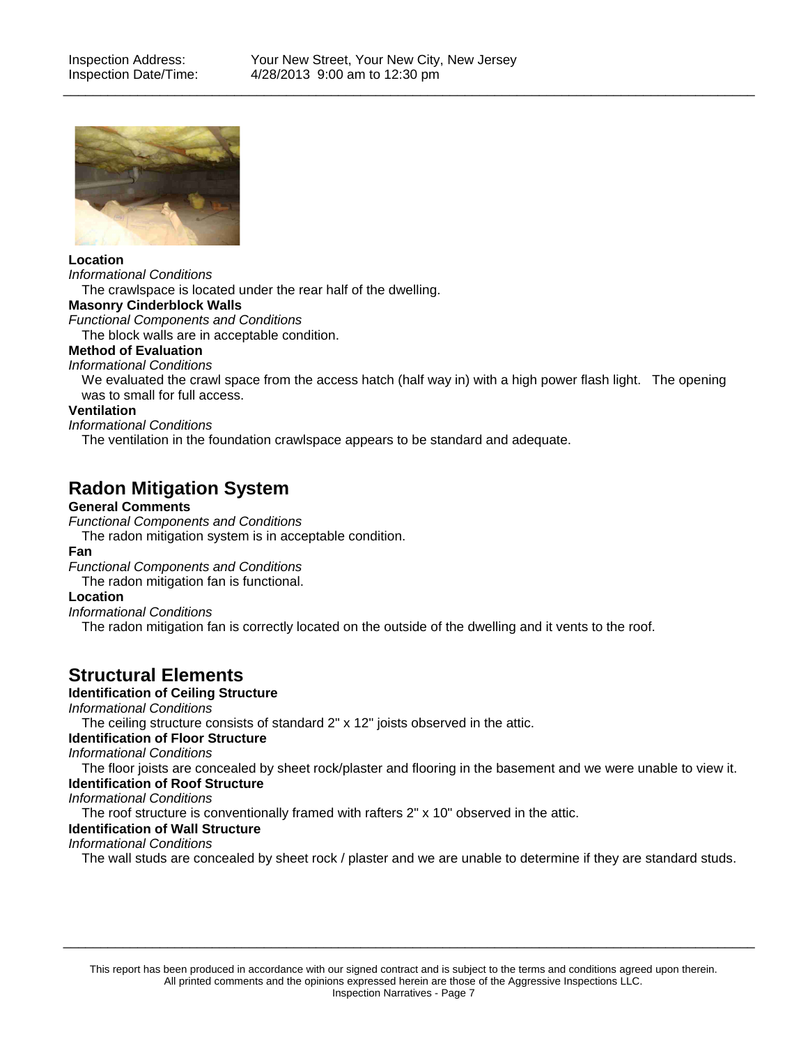**Location**

*Informational Conditions*

The crawlspace is located under the rear half of the dwelling.

**Masonry Cinderblock Walls**

*Functional Components and Conditions*

The block walls are in acceptable condition.

**Method of Evaluation**

*Informational Conditions*

We evaluated the crawl space from the access hatch (half way in) with a high power flash light. The opening was to small for full access.

**Ventilation**

*Informational Conditions*

The ventilation in the foundation crawlspace appears to be standard and adequate.

## Radon Mitigation System

**General Comments**

*Functional Components and Conditions*

The radon mitigation system is in acceptable condition.

**Fan**

*Functional Components and Conditions*

The radon mitigation fan is functional.

**Location**

*Informational Conditions*

The radon mitigation fan is correctly located on the outside of the dwelling and it vents to the roof.

## Structural Elements

**Identification of Ceiling Structure**

*Informational Conditions*

The ceiling structure consists of standard 2" x 12" joists observed in the attic.

**Identification of Floor Structure**

*Informational Conditions*

The floor joists are concealed by sheet rock/plaster and flooring in the basement and we were unable to view it.

**Identification of Roof Structure**

*Informational Conditions*

The roof structure is conventionally framed with rafters 2" x 10" observed in the attic.

**Identification of Wall Structure**

*Informational Conditions*

The wall studs are concealed by sheet rock / plaster and we are unable to determine if they are standard studs.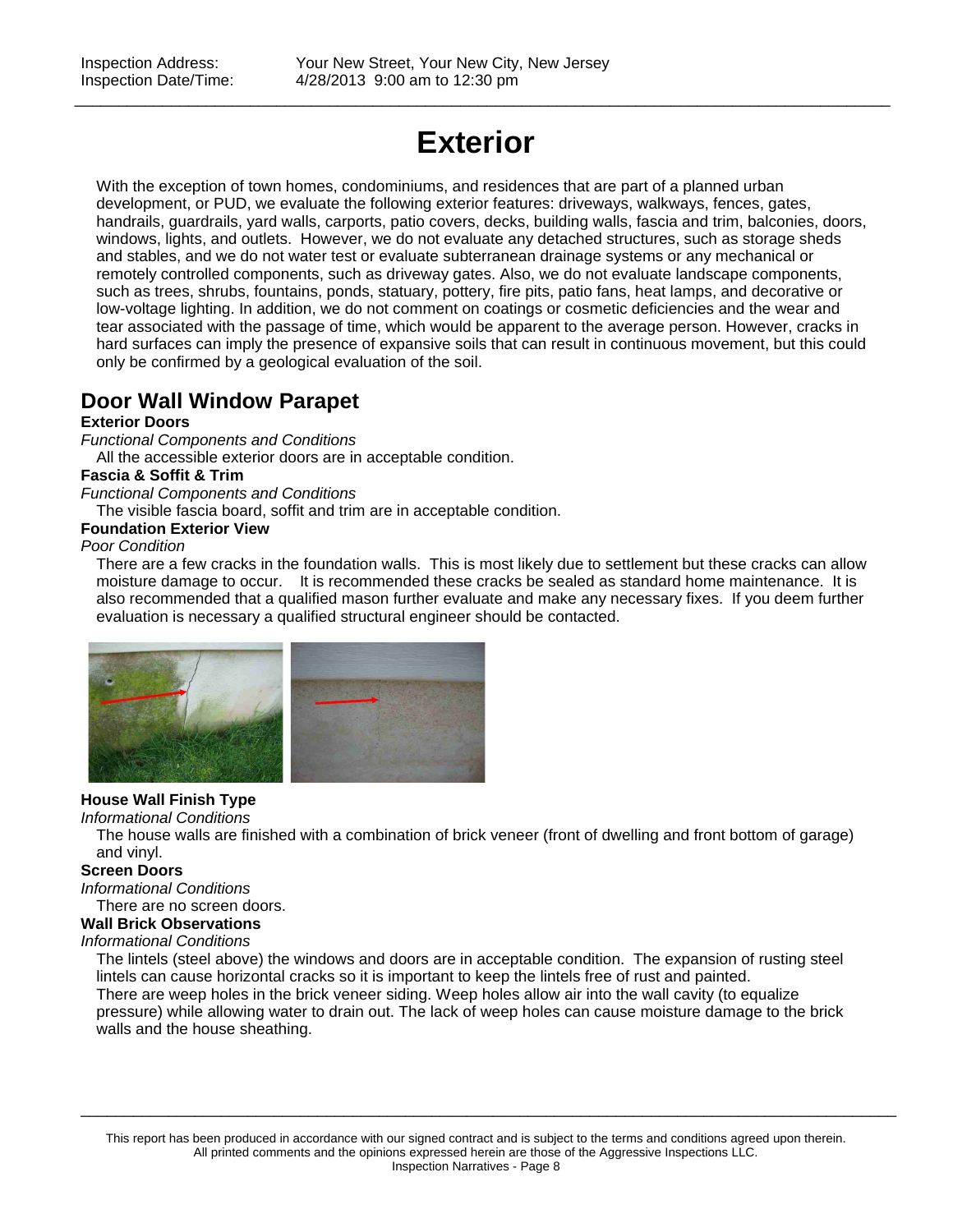# Exterior

With the exception of town homes, condominiums, and residences that are part of a planned urban development, or PUD, we evaluate the following exterior features: driveways, walkways, fences, gates, handrails, guardrails, yard walls, carports, patio covers, decks, building walls, fascia and trim, balconies, doors, windows, lights, and outlets. However, we do not evaluate any detached structures, such as storage sheds and stables, and we do not water test or evaluate subterranean drainage systems or any mechanical or remotely controlled components, such as driveway gates. Also, we do not evaluate landscape components, such as trees, shrubs, fountains, ponds, statuary, pottery, fire pits, patio fans, heat lamps, and decorative or low-voltage lighting. In addition, we do not comment on coatings or cosmetic deficiencies and the wear and tear associated with the passage of time, which would be apparent to the average person. However, cracks in hard surfaces can imply the presence of expansive soils that can result in continuous movement, but this could only be confirmed by a geological evaluation of the soil.

## Door Wall Window Parapet

**Exterior Doors**

*Functional Components and Conditions*

All the accessible exterior doors are in acceptable condition.

**Fascia & Soffit & Trim**

*Functional Components and Conditions*

The visible fascia board, soffit and trim are in acceptable condition.

**Foundation Exterior View**

*Poor Condition*

There are a few cracks in the foundation walls. This is most likely due to settlement but these cracks can allow moisture damage to occur. It is recommended these cracks be sealed as standard home maintenance. It is also recommended that a qualified mason further evaluate and make any necessary fixes. If you deem further evaluation is necessary a qualified structural engineer should be contacted.

**House Wall Finish Type**

*Informational Conditions*

The house walls are finished with a combination of brick veneer (front of dwelling and front bottom of garage) and vinyl.

**Screen Doors**

*Informational Conditions*

There are no screen doors.

**Wall Brick Observations**

*Informational Conditions*

The lintels (steel above) the windows and doors are in acceptable condition. The expansion of rusting steel lintels can cause horizontal cracks so it is important to keep the lintels free of rust and painted.

There are weep holes in the brick veneer siding. Weep holes allow air into the wall cavity (to equalize pressure) while allowing water to drain out. The lack of weep holes can cause moisture damage to the brick walls and the house sheathing.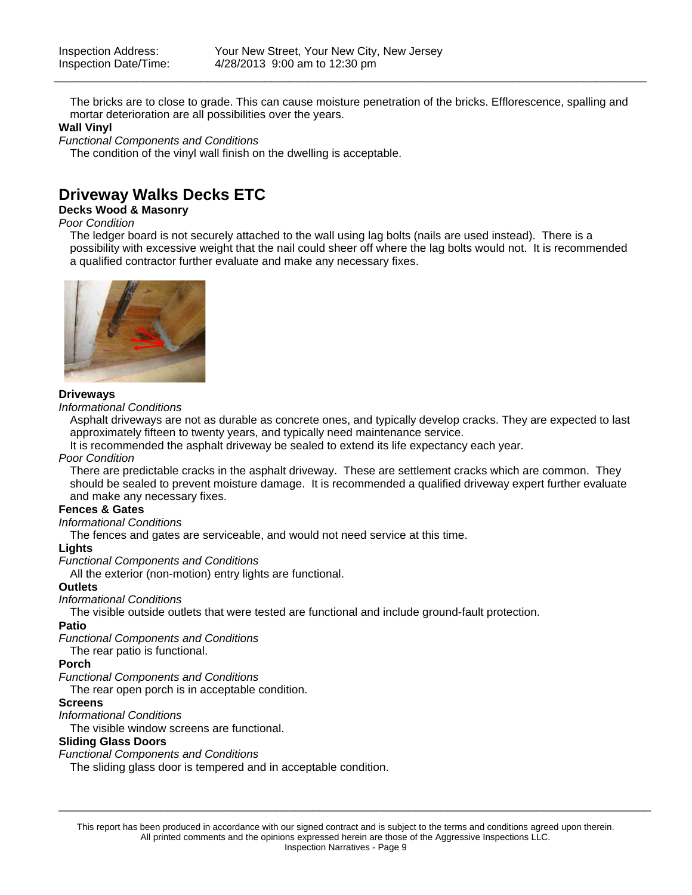The bricks are to close to grade. This can cause moisture penetration of the bricks. Efflorescence, spalling and mortar deterioration are all possibilities over the years.

**Wall Vinyl**

*Functional Components and Conditions*

The condition of the vinyl wall finish on the dwelling is acceptable.

## Driveway Walks Decks ETC

**Decks Wood & Masonry**

*Poor Condition*

The ledger board is not securely attached to the wall using lag bolts (nails are used instead). There is a possibility with excessive weight that the nail could sheer off where the lag bolts would not. It is recommended a qualified contractor further evaluate and make any necessary fixes.

**Driveways**

*Informational Conditions*

Asphalt driveways are not as durable as concrete ones, and typically develop cracks. They are expected to last approximately fifteen to twenty years, and typically need maintenance service.

It is recommended the asphalt driveway be sealed to extend its life expectancy each year.

*Poor Condition*

There are predictable cracks in the asphalt driveway. These are settlement cracks which are common. They should be sealed to prevent moisture damage. It is recommended a qualified driveway expert further evaluate and make any necessary fixes.

**Fences & Gates**

*Informational Conditions*

The fences and gates are serviceable, and would not need service at this time.

**Lights**

*Functional Components and Conditions*

All the exterior (non-motion) entry lights are functional.

**Outlets**

*Informational Conditions*

The visible outside outlets that were tested are functional and include ground-fault protection.

**Patio**

*Functional Components and Conditions*

The rear patio is functional.

**Porch**

*Functional Components and Conditions*

The rear open porch is in acceptable condition.

**Screens**

*Informational Conditions*

The visible window screens are functional.

**Sliding Glass Doors**

*Functional Components and Conditions*

The sliding glass door is tempered and in acceptable condition.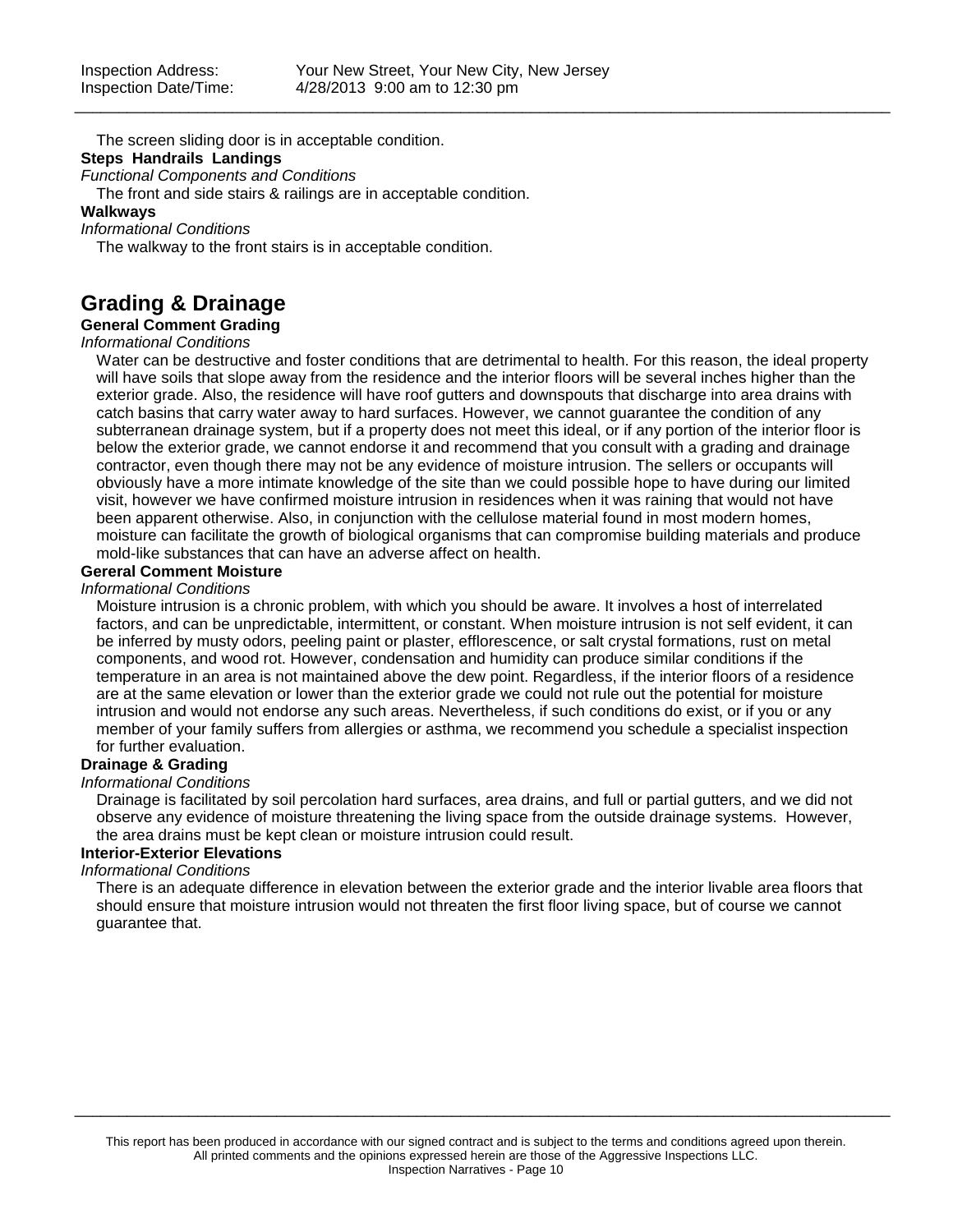The screen sliding door is in acceptable condition.

**Steps Handrails Landings**

*Functional Components and Conditions*

The front and side stairs & railings are in acceptable condition.

**Walkways**

*Informational Conditions*

The walkway to the front stairs is in acceptable condition.

## Grading & Drainage

**General Comment Grading**

*Informational Conditions*

Water can be destructive and foster conditions that are detrimental to health. For this reason, the ideal property will have soils that slope away from the residence and the interior floors will be several inches higher than the exterior grade. Also, the residence will have roof gutters and downspouts that discharge into area drains with catch basins that carry water away to hard surfaces. However, we cannot guarantee the condition of any subterranean drainage system, but if a property does not meet this ideal, or if any portion of the interior floor is below the exterior grade, we cannot endorse it and recommend that you consult with a grading and drainage contractor, even though there may not be any evidence of moisture intrusion. The sellers or occupants will obviously have a more intimate knowledge of the site than we could possible hope to have during our limited visit, however we have confirmed moisture intrusion in residences when it was raining that would not have been apparent otherwise. Also, in conjunction with the cellulose material found in most modern homes, moisture can facilitate the growth of biological organisms that can compromise building materials and produce mold-like substances that can have an adverse affect on health.

**Gereral Comment Moisture**

*Informational Conditions*

Moisture intrusion is a chronic problem, with which you should be aware. It involves a host of interrelated factors, and can be unpredictable, intermittent, or constant. When moisture intrusion is not self evident, it can be inferred by musty odors, peeling paint or plaster, efflorescence, or salt crystal formations, rust on metal components, and wood rot. However, condensation and humidity can produce similar conditions if the temperature in an area is not maintained above the dew point. Regardless, if the interior floors of a residence are at the same elevation or lower than the exterior grade we could not rule out the potential for moisture intrusion and would not endorse any such areas. Nevertheless, if such conditions do exist, or if you or any member of your family suffers from allergies or asthma, we recommend you schedule a specialist inspection for further evaluation.

**Drainage & Grading**

*Informational Conditions*

Drainage is facilitated by soil percolation hard surfaces, area drains, and full or partial gutters, and we did not observe any evidence of moisture threatening the living space from the outside drainage systems. However, the area drains must be kept clean or moisture intrusion could result.

**Interior-Exterior Elevations**

*Informational Conditions*

There is an adequate difference in elevation between the exterior grade and the interior livable area floors that should ensure that moisture intrusion would not threaten the first floor living space, but of course we cannot guarantee that.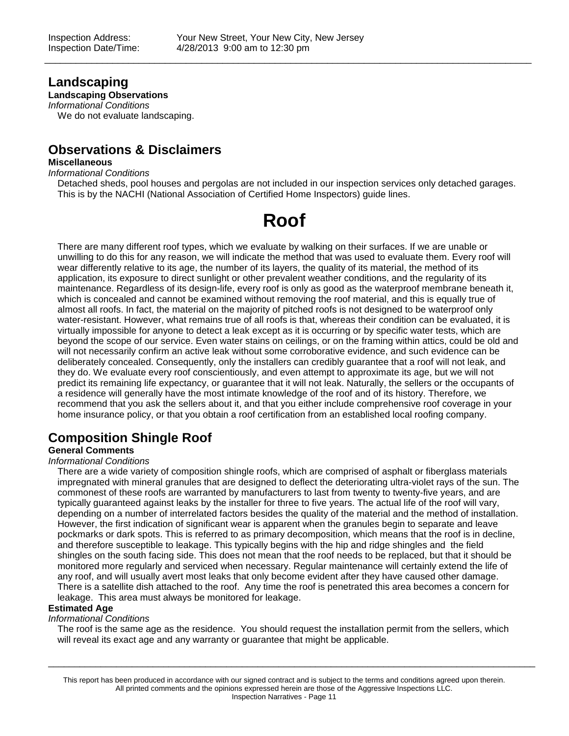## Landscaping

**Landscaping Observations**

*Informational Conditions*

We do not evaluate landscaping.

## Observations & Disclaimers

**Miscellaneous**

*Informational Conditions*

Detached sheds, pool houses and pergolas are not included in our inspection services only detached garages. This is by the NACHI (National Association of Certified Home Inspectors) guide lines.

# Roof

There are many different roof types, which we evaluate by walking on their surfaces. If we are unable or unwilling to do this for any reason, we will indicate the method that was used to evaluate them. Every roof will wear differently relative to its age, the number of its layers, the quality of its material, the method of its application, its exposure to direct sunlight or other prevalent weather conditions, and the regularity of its maintenance. Regardless of its design-life, every roof is only as good as the waterproof membrane beneath it, which is concealed and cannot be examined without removing the roof material, and this is equally true of almost all roofs. In fact, the material on the majority of pitched roofs is not designed to be waterproof only water-resistant. However, what remains true of all roofs is that, whereas their condition can be evaluated, it is virtually impossible for anyone to detect a leak except as it is occurring or by specific water tests, which are beyond the scope of our service. Even water stains on ceilings, or on the framing within attics, could be old and will not necessarily confirm an active leak without some corroborative evidence, and such evidence can be deliberately concealed. Consequently, only the installers can credibly guarantee that a roof will not leak, and they do. We evaluate every roof conscientiously, and even attempt to approximate its age, but we will not predict its remaining life expectancy, or guarantee that it will not leak. Naturally, the sellers or the occupants of a residence will generally have the most intimate knowledge of the roof and of its history. Therefore, we recommend that you ask the sellers about it, and that you either include comprehensive roof coverage in your home insurance policy, or that you obtain a roof certification from an established local roofing company.

## Composition Shingle Roof

**General Comments**

*Informational Conditions*

There are a wide variety of composition shingle roofs, which are comprised of asphalt or fiberglass materials impregnated with mineral granules that are designed to deflect the deteriorating ultra-violet rays of the sun. The commonest of these roofs are warranted by manufacturers to last from twenty to twenty-five years, and are typically guaranteed against leaks by the installer for three to five years. The actual life of the roof will vary, depending on a number of interrelated factors besides the quality of the material and the method of installation. However, the first indication of significant wear is apparent when the granules begin to separate and leave pockmarks or dark spots. This is referred to as primary decomposition, which means that the roof is in decline, and therefore susceptible to leakage. This typically begins with the hip and ridge shingles and the field shingles on the south facing side. This does not mean that the roof needs to be replaced, but that it should be monitored more regularly and serviced when necessary. Regular maintenance will certainly extend the life of any roof, and will usually avert most leaks that only become evident after they have caused other damage. There is a satellite dish attached to the roof. Any time the roof is penetrated this area becomes a concern for leakage. This area must always be monitored for leakage.

**Estimated Age**

*Informational Conditions*

The roof is the same age as the residence. You should request the installation permit from the sellers, which will reveal its exact age and any warranty or guarantee that might be applicable.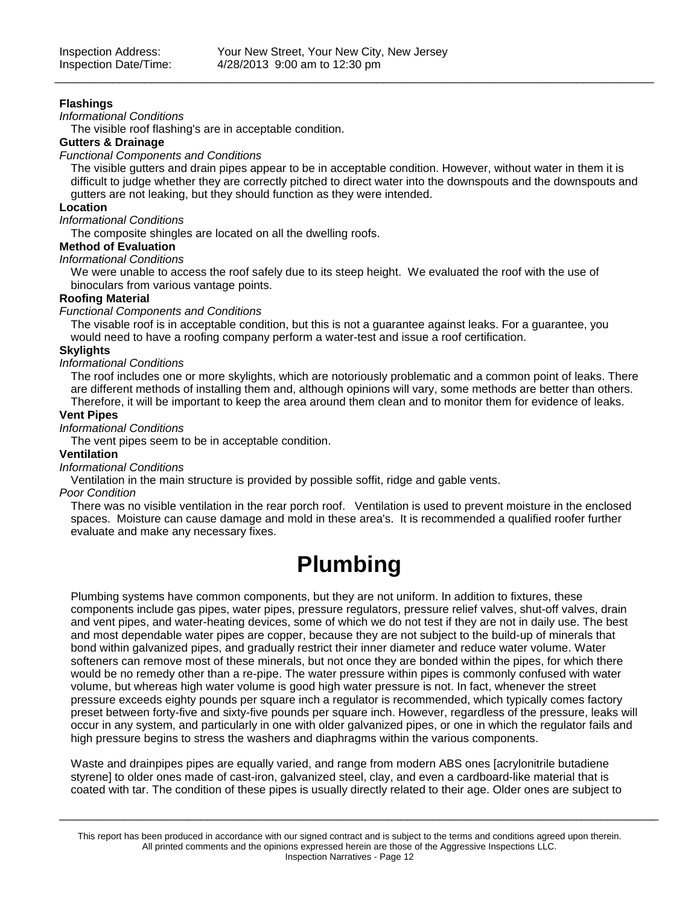**Flashings**

*Informational Conditions*

The visible roof flashing's are in acceptable condition.

**Gutters & Drainage**

*Functional Components and Conditions*

The visible gutters and drain pipes appear to be in acceptable condition. However, without water in them it is difficult to judge whether they are correctly pitched to direct water into the downspouts and the downspouts and gutters are not leaking, but they should function as they were intended.

**Location**

*Informational Conditions*

The composite shingles are located on all the dwelling roofs.

**Method of Evaluation**

*Informational Conditions*

We were unable to access the roof safely due to its steep height.  We evaluated the roof with the use of binoculars from various vantage points.

**Roofing Material**

*Functional Components and Conditions*

The visable roof is in acceptable condition, but this is not a guarantee against leaks. For a guarantee, you would need to have a roofing company perform a water-test and issue a roof certification.

**Skylights**

*Informational Conditions*

The roof includes one or more skylights, which are notoriously problematic and a common point of leaks. There are different methods of installing them and, although opinions will vary, some methods are better than others. Therefore, it will be important to keep the area around them clean and to monitor them for evidence of leaks.

**Vent Pipes**

*Informational Conditions*

The vent pipes seem to be in acceptable condition.

**Ventilation**

*Informational Conditions*

Ventilation in the main structure is provided by possible soffit, ridge and gable vents.

*Poor Condition*

There was no visible ventilation in the rear porch roof.   Ventilation is used to prevent moisture in the enclosed spaces.  Moisture can cause damage and mold in these area's.  It is recommended a qualified roofer further evaluate and make any necessary fixes.

# Plumbing

Plumbing systems have common components, but they are not uniform. In addition to fixtures, these components include gas pipes, water pipes, pressure regulators, pressure relief valves, shut-off valves, drain and vent pipes, and water-heating devices, some of which we do not test if they are not in daily use. The best and most dependable water pipes are copper, because they are not subject to the build-up of minerals that bond within galvanized pipes, and gradually restrict their inner diameter and reduce water volume. Water softeners can remove most of these minerals, but not once they are bonded within the pipes, for which there would be no remedy other than a re-pipe. The water pressure within pipes is commonly confused with water volume, but whereas high water volume is good high water pressure is not. In fact, whenever the street pressure exceeds eighty pounds per square inch a regulator is recommended, which typically comes factory preset between forty-five and sixty-five pounds per square inch. However, regardless of the pressure, leaks will occur in any system, and particularly in one with older galvanized pipes, or one in which the regulator fails and high pressure begins to stress the washers and diaphragms within the various components.

Waste and drainpipes pipes are equally varied, and range from modern ABS ones [acrylonitrile butadiene styrene] to older ones made of cast-iron, galvanized steel, clay, and even a cardboard-like material that is coated with tar. The condition of these pipes is usually directly related to their age. Older ones are subject to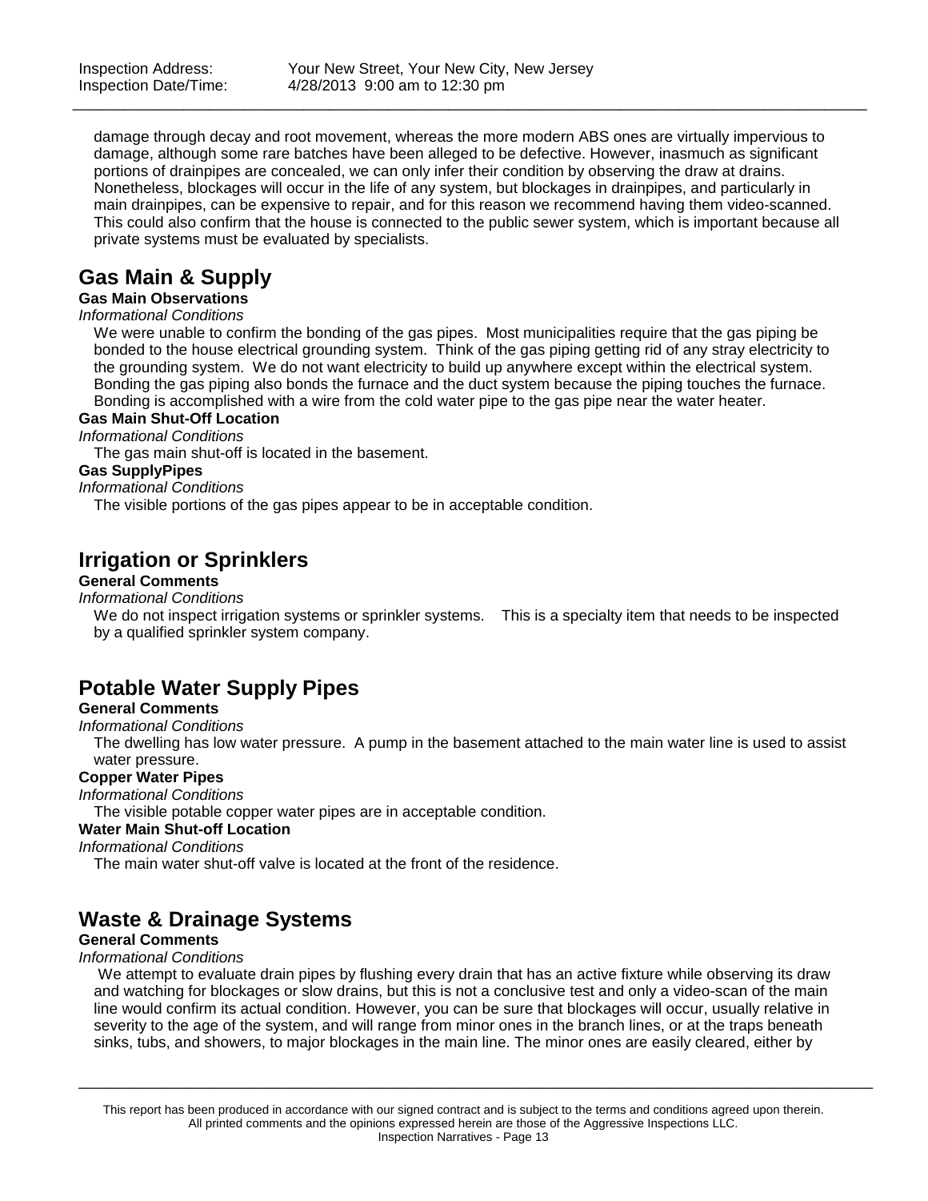damage through decay and root movement, whereas the more modern ABS ones are virtually impervious to damage, although some rare batches have been alleged to be defective. However, inasmuch as significant portions of drainpipes are concealed, we can only infer their condition by observing the draw at drains. Nonetheless, blockages will occur in the life of any system, but blockages in drainpipes, and particularly in main drainpipes, can be expensive to repair, and for this reason we recommend having them video-scanned. This could also confirm that the house is connected to the public sewer system, which is important because all private systems must be evaluated by specialists.

## Gas Main & Supply

**Gas Main Observations**

*Informational Conditions*

We were unable to confirm the bonding of the gas pipes. Most municipalities require that the gas piping be bonded to the house electrical grounding system. Think of the gas piping getting rid of any stray electricity to the grounding system. We do not want electricity to build up anywhere except within the electrical system. Bonding the gas piping also bonds the furnace and the duct system because the piping touches the furnace. Bonding is accomplished with a wire from the cold water pipe to the gas pipe near the water heater.

**Gas Main Shut-Off Location**

*Informational Conditions*

The gas main shut-off is located in the basement.

**Gas SupplyPipes**

*Informational Conditions*

The visible portions of the gas pipes appear to be in acceptable condition.

## Irrigation or Sprinklers

**General Comments**

*Informational Conditions*

We do not inspect irrigation systems or sprinkler systems. This is a specialty item that needs to be inspected by a qualified sprinkler system company.

## Potable Water Supply Pipes

**General Comments**

*Informational Conditions*

The dwelling has low water pressure. A pump in the basement attached to the main water line is used to assist water pressure.

**Copper Water Pipes**

*Informational Conditions*

The visible potable copper water pipes are in acceptable condition.

**Water Main Shut-off Location**

*Informational Conditions*

The main water shut-off valve is located at the front of the residence.

## Waste & Drainage Systems

**General Comments**

*Informational Conditions*

We attempt to evaluate drain pipes by flushing every drain that has an active fixture while observing its draw and watching for blockages or slow drains, but this is not a conclusive test and only a video-scan of the main line would confirm its actual condition. However, you can be sure that blockages will occur, usually relative in severity to the age of the system, and will range from minor ones in the branch lines, or at the traps beneath sinks, tubs, and showers, to major blockages in the main line. The minor ones are easily cleared, either by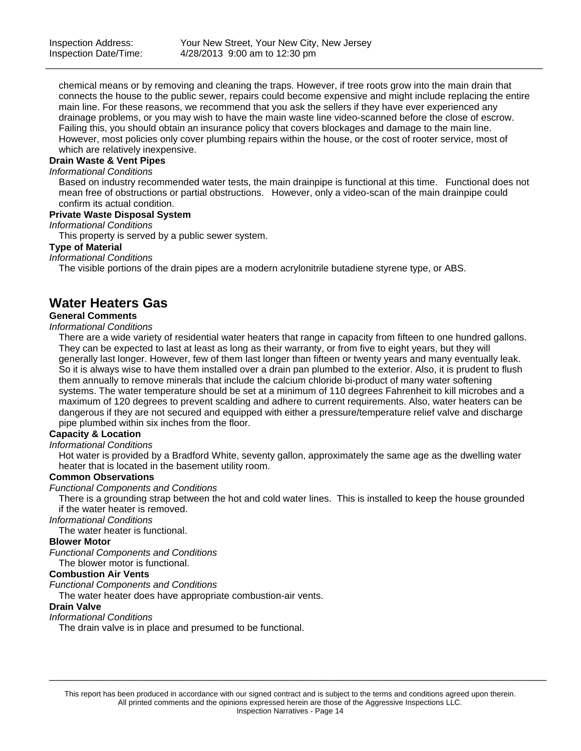chemical means or by removing and cleaning the traps. However, if tree roots grow into the main drain that connects the house to the public sewer, repairs could become expensive and might include replacing the entire main line. For these reasons, we recommend that you ask the sellers if they have ever experienced any drainage problems, or you may wish to have the main waste line video-scanned before the close of escrow. Failing this, you should obtain an insurance policy that covers blockages and damage to the main line. However, most policies only cover plumbing repairs within the house, or the cost of rooter service, most of which are relatively inexpensive.

**Drain Waste & Vent Pipes**

*Informational Conditions*

Based on industry recommended water tests, the main drainpipe is functional at this time. Functional does not mean free of obstructions or partial obstructions. However, only a video-scan of the main drainpipe could confirm its actual condition.

**Private Waste Disposal System**

*Informational Conditions*

This property is served by a public sewer system.

**Type of Material**

*Informational Conditions*

The visible portions of the drain pipes are a modern acrylonitrile butadiene styrene type, or ABS.

## Water Heaters Gas

**General Comments**

*Informational Conditions*

There are a wide variety of residential water heaters that range in capacity from fifteen to one hundred gallons. They can be expected to last at least as long as their warranty, or from five to eight years, but they will generally last longer. However, few of them last longer than fifteen or twenty years and many eventually leak. So it is always wise to have them installed over a drain pan plumbed to the exterior. Also, it is prudent to flush them annually to remove minerals that include the calcium chloride bi-product of many water softening systems. The water temperature should be set at a minimum of 110 degrees Fahrenheit to kill microbes and a maximum of 120 degrees to prevent scalding and adhere to current requirements. Also, water heaters can be dangerous if they are not secured and equipped with either a pressure/temperature relief valve and discharge pipe plumbed within six inches from the floor.

**Capacity & Location**

*Informational Conditions*

Hot water is provided by a Bradford White, seventy gallon, approximately the same age as the dwelling water heater that is located in the basement utility room.

**Common Observations**

*Functional Components and Conditions*

There is a grounding strap between the hot and cold water lines. This is installed to keep the house grounded if the water heater is removed.

*Informational Conditions*

The water heater is functional.

**Blower Motor**

*Functional Components and Conditions*

The blower motor is functional.

**Combustion Air Vents**

*Functional Components and Conditions*

The water heater does have appropriate combustion-air vents.

**Drain Valve**

*Informational Conditions*

The drain valve is in place and presumed to be functional.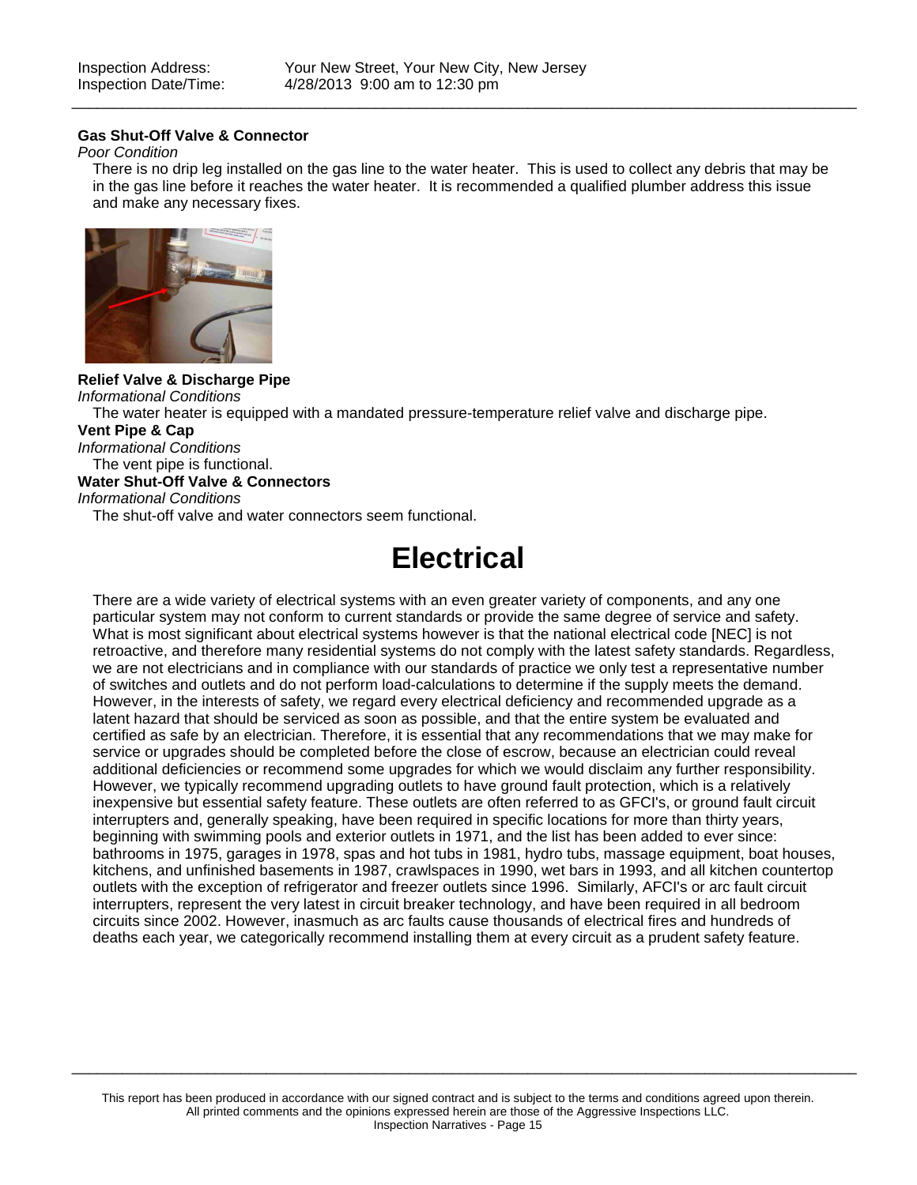**Gas Shut-Off Valve & Connector**

*Poor Condition*

There is no drip leg installed on the gas line to the water heater. This is used to collect any debris that may be in the gas line before it reaches the water heater. It is recommended a qualified plumber address this issue and make any necessary fixes.

**Relief Valve & Discharge Pipe**

*Informational Conditions*

The water heater is equipped with a mandated pressure-temperature relief valve and discharge pipe.

**Vent Pipe & Cap**

*Informational Conditions*

The vent pipe is functional.

**Water Shut-Off Valve & Connectors**

*Informational Conditions*

The shut-off valve and water connectors seem functional.

# Electrical

There are a wide variety of electrical systems with an even greater variety of components, and any one particular system may not conform to current standards or provide the same degree of service and safety. What is most significant about electrical systems however is that the national electrical code [NEC] is not retroactive, and therefore many residential systems do not comply with the latest safety standards. Regardless, we are not electricians and in compliance with our standards of practice we only test a representative number of switches and outlets and do not perform load-calculations to determine if the supply meets the demand. However, in the interests of safety, we regard every electrical deficiency and recommended upgrade as a latent hazard that should be serviced as soon as possible, and that the entire system be evaluated and certified as safe by an electrician. Therefore, it is essential that any recommendations that we may make for service or upgrades should be completed before the close of escrow, because an electrician could reveal additional deficiencies or recommend some upgrades for which we would disclaim any further responsibility. However, we typically recommend upgrading outlets to have ground fault protection, which is a relatively inexpensive but essential safety feature. These outlets are often referred to as GFCI's, or ground fault circuit interrupters and, generally speaking, have been required in specific locations for more than thirty years, beginning with swimming pools and exterior outlets in 1971, and the list has been added to ever since: bathrooms in 1975, garages in 1978, spas and hot tubs in 1981, hydro tubs, massage equipment, boat houses, kitchens, and unfinished basements in 1987, crawlspaces in 1990, wet bars in 1993, and all kitchen countertop outlets with the exception of refrigerator and freezer outlets since 1996. Similarly, AFCI's or arc fault circuit interrupters, represent the very latest in circuit breaker technology, and have been required in all bedroom circuits since 2002. However, inasmuch as arc faults cause thousands of electrical fires and hundreds of deaths each year, we categorically recommend installing them at every circuit as a prudent safety feature.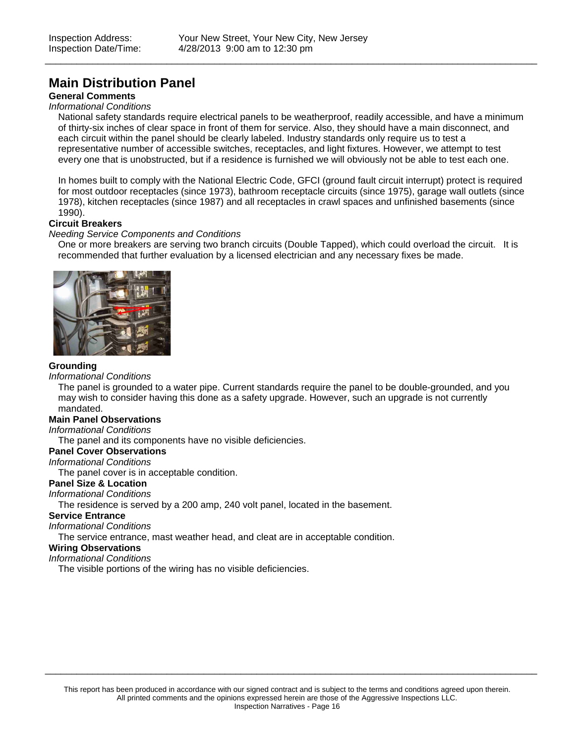## Main Distribution Panel

**General Comments**

*Informational Conditions*

National safety standards require electrical panels to be weatherproof, readily accessible, and have a minimum of thirty-six inches of clear space in front of them for service. Also, they should have a main disconnect, and each circuit within the panel should be clearly labeled. Industry standards only require us to test a representative number of accessible switches, receptacles, and light fixtures. However, we attempt to test every one that is unobstructed, but if a residence is furnished we will obviously not be able to test each one.

In homes built to comply with the National Electric Code, GFCI (ground fault circuit interrupt) protect is required for most outdoor receptacles (since 1973), bathroom receptacle circuits (since 1975), garage wall outlets (since 1978), kitchen receptacles (since 1987) and all receptacles in crawl spaces and unfinished basements (since 1990).

**Circuit Breakers**

*Needing Service Components and Conditions*

One or more breakers are serving two branch circuits (Double Tapped), which could overload the circuit. It is recommended that further evaluation by a licensed electrician and any necessary fixes be made.

**Grounding**

*Informational Conditions*

The panel is grounded to a water pipe. Current standards require the panel to be double-grounded, and you may wish to consider having this done as a safety upgrade. However, such an upgrade is not currently mandated.

**Main Panel Observations**

*Informational Conditions*

The panel and its components have no visible deficiencies.

**Panel Cover Observations**

*Informational Conditions*

The panel cover is in acceptable condition.

**Panel Size & Location**

*Informational Conditions*

The residence is served by a 200 amp, 240 volt panel, located in the basement.

**Service Entrance**

*Informational Conditions*

The service entrance, mast weather head, and cleat are in acceptable condition.

**Wiring Observations**

*Informational Conditions*

The visible portions of the wiring has no visible deficiencies.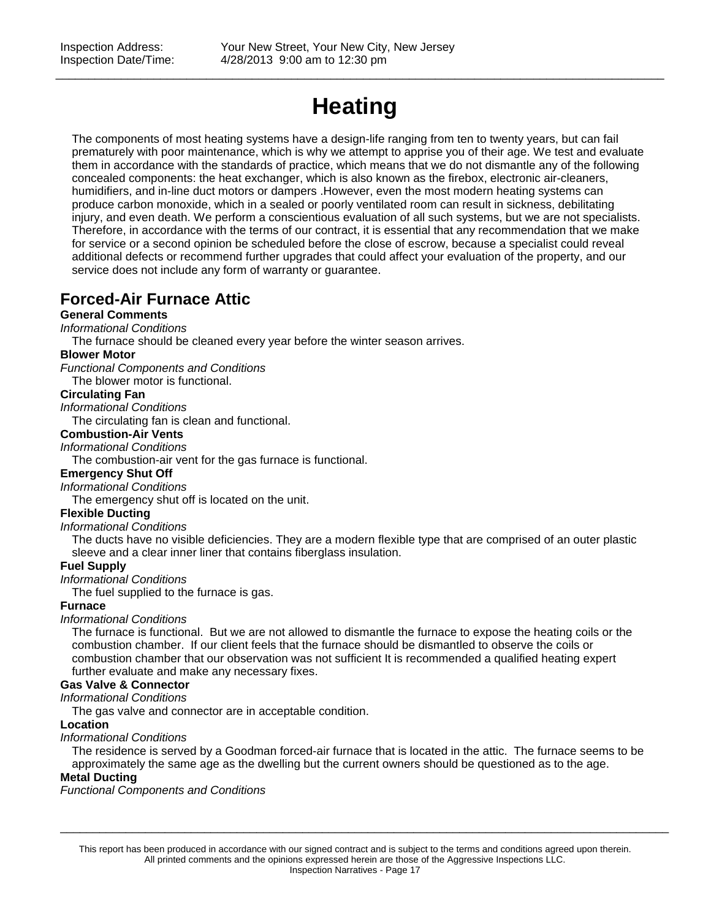# Heating

The components of most heating systems have a design-life ranging from ten to twenty years, but can fail prematurely with poor maintenance, which is why we attempt to apprise you of their age. We test and evaluate them in accordance with the standards of practice, which means that we do not dismantle any of the following concealed components: the heat exchanger, which is also known as the firebox, electronic air-cleaners, humidifiers, and in-line duct motors or dampers .However, even the most modern heating systems can produce carbon monoxide, which in a sealed or poorly ventilated room can result in sickness, debilitating injury, and even death. We perform a conscientious evaluation of all such systems, but we are not specialists. Therefore, in accordance with the terms of our contract, it is essential that any recommendation that we make for service or a second opinion be scheduled before the close of escrow, because a specialist could reveal additional defects or recommend further upgrades that could affect your evaluation of the property, and our service does not include any form of warranty or guarantee.

## Forced-Air Furnace Attic

**General Comments**

*Informational Conditions*

The furnace should be cleaned every year before the winter season arrives.

**Blower Motor**

*Functional Components and Conditions*

The blower motor is functional.

**Circulating Fan**

*Informational Conditions*

The circulating fan is clean and functional.

**Combustion-Air Vents**

*Informational Conditions*

The combustion-air vent for the gas furnace is functional.

**Emergency Shut Off**

*Informational Conditions*

The emergency shut off is located on the unit.

**Flexible Ducting**

*Informational Conditions*

The ducts have no visible deficiencies. They are a modern flexible type that are comprised of an outer plastic sleeve and a clear inner liner that contains fiberglass insulation.

**Fuel Supply**

*Informational Conditions*

The fuel supplied to the furnace is gas.

**Furnace**

*Informational Conditions*

The furnace is functional. But we are not allowed to dismantle the furnace to expose the heating coils or the combustion chamber. If our client feels that the furnace should be dismantled to observe the coils or combustion chamber that our observation was not sufficient It is recommended a qualified heating expert further evaluate and make any necessary fixes.

**Gas Valve & Connector**

*Informational Conditions*

The gas valve and connector are in acceptable condition.

**Location**

*Informational Conditions*

The residence is served by a Goodman forced-air furnace that is located in the attic. The furnace seems to be approximately the same age as the dwelling but the current owners should be questioned as to the age.

**Metal Ducting**

*Functional Components and Conditions*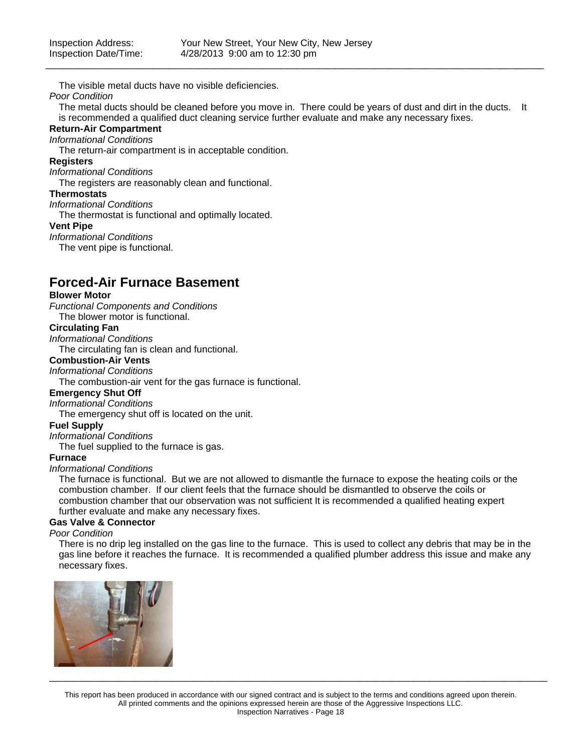The visible metal ducts have no visible deficiencies.

*Poor Condition*

The metal ducts should be cleaned before you move in. There could be years of dust and dirt in the ducts. It is recommended a qualified duct cleaning service further evaluate and make any necessary fixes.

**Return-Air Compartment**

*Informational Conditions*

The return-air compartment is in acceptable condition.

**Registers**

*Informational Conditions*

The registers are reasonably clean and functional.

**Thermostats**

*Informational Conditions*

The thermostat is functional and optimally located.

**Vent Pipe**

*Informational Conditions*

The vent pipe is functional.

## Forced-Air Furnace Basement

**Blower Motor**

*Functional Components and Conditions*

The blower motor is functional.

**Circulating Fan**

*Informational Conditions*

The circulating fan is clean and functional.

**Combustion-Air Vents**

*Informational Conditions*

The combustion-air vent for the gas furnace is functional.

**Emergency Shut Off**

*Informational Conditions*

The emergency shut off is located on the unit.

**Fuel Supply**

*Informational Conditions*

The fuel supplied to the furnace is gas.

**Furnace**

*Informational Conditions*

The furnace is functional. But we are not allowed to dismantle the furnace to expose the heating coils or the combustion chamber. If our client feels that the furnace should be dismantled to observe the coils or combustion chamber that our observation was not sufficient It is recommended a qualified heating expert further evaluate and make any necessary fixes.

**Gas Valve & Connector**

*Poor Condition*

There is no drip leg installed on the gas line to the furnace. This is used to collect any debris that may be in the gas line before it reaches the furnace. It is recommended a qualified plumber address this issue and make any necessary fixes.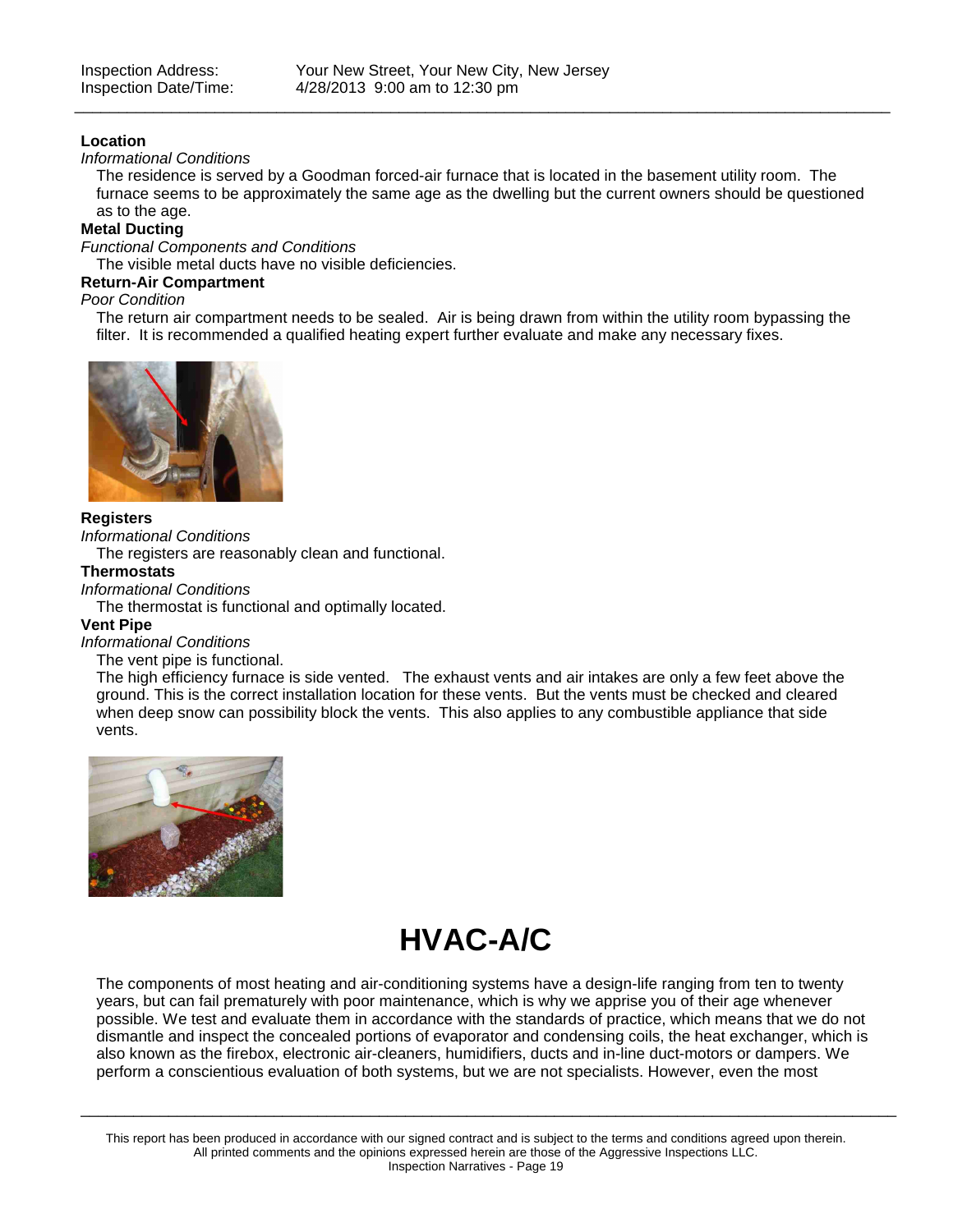**Location**

*Informational Conditions*

The residence is served by a Goodman forced-air furnace that is located in the basement utility room. The furnace seems to be approximately the same age as the dwelling but the current owners should be questioned as to the age.

**Metal Ducting**

*Functional Components and Conditions*

The visible metal ducts have no visible deficiencies.

**Return-Air Compartment**

*Poor Condition*

The return air compartment needs to be sealed. Air is being drawn from within the utility room bypassing the filter. It is recommended a qualified heating expert further evaluate and make any necessary fixes.

**Registers**

*Informational Conditions*

The registers are reasonably clean and functional.

**Thermostats**

*Informational Conditions*

The thermostat is functional and optimally located.

**Vent Pipe**

*Informational Conditions*

The vent pipe is functional.

The high efficiency furnace is side vented. The exhaust vents and air intakes are only a few feet above the ground. This is the correct installation location for these vents. But the vents must be checked and cleared when deep snow can possibility block the vents. This also applies to any combustible appliance that side vents.

# HVAC-A/C

The components of most heating and air-conditioning systems have a design-life ranging from ten to twenty years, but can fail prematurely with poor maintenance, which is why we apprise you of their age whenever possible. We test and evaluate them in accordance with the standards of practice, which means that we do not dismantle and inspect the concealed portions of evaporator and condensing coils, the heat exchanger, which is also known as the firebox, electronic air-cleaners, humidifiers, ducts and in-line duct-motors or dampers. We perform a conscientious evaluation of both systems, but we are not specialists. However, even the most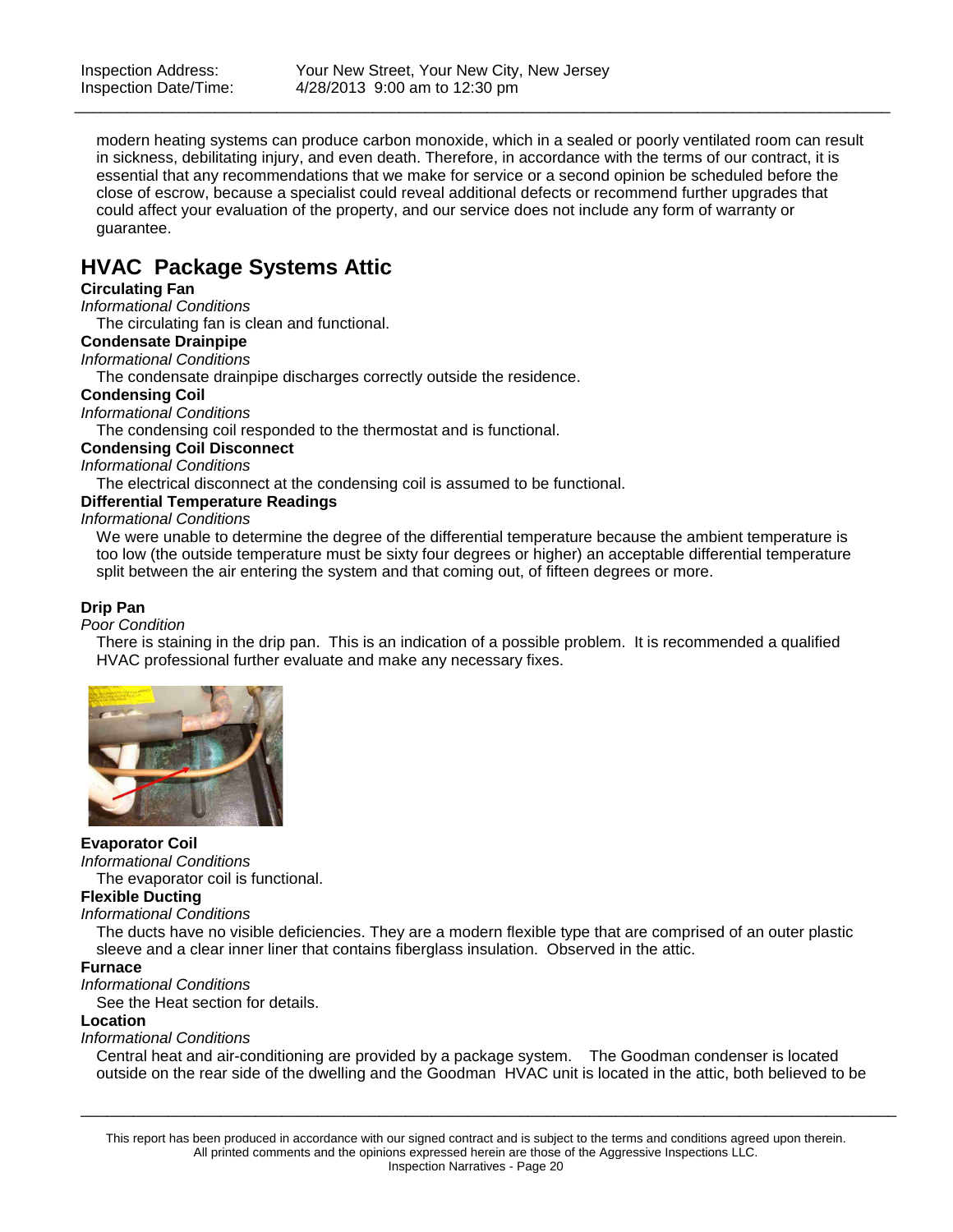modern heating systems can produce carbon monoxide, which in a sealed or poorly ventilated room can result in sickness, debilitating injury, and even death. Therefore, in accordance with the terms of our contract, it is essential that any recommendations that we make for service or a second opinion be scheduled before the close of escrow, because a specialist could reveal additional defects or recommend further upgrades that could affect your evaluation of the property, and our service does not include any form of warranty or guarantee.

## HVAC Package Systems Attic

**Circulating Fan**

*Informational Conditions*

The circulating fan is clean and functional.

**Condensate Drainpipe**

*Informational Conditions*

The condensate drainpipe discharges correctly outside the residence.

**Condensing Coil**

*Informational Conditions*

The condensing coil responded to the thermostat and is functional.

**Condensing Coil Disconnect**

*Informational Conditions*

The electrical disconnect at the condensing coil is assumed to be functional.

**Differential Temperature Readings**

*Informational Conditions*

We were unable to determine the degree of the differential temperature because the ambient temperature is too low (the outside temperature must be sixty four degrees or higher) an acceptable differential temperature split between the air entering the system and that coming out, of fifteen degrees or more.

**Drip Pan**

*Poor Condition*

There is staining in the drip pan. This is an indication of a possible problem. It is recommended a qualified HVAC professional further evaluate and make any necessary fixes.

**Evaporator Coil**

*Informational Conditions*

The evaporator coil is functional.

**Flexible Ducting**

*Informational Conditions*

The ducts have no visible deficiencies. They are a modern flexible type that are comprised of an outer plastic sleeve and a clear inner liner that contains fiberglass insulation. Observed in the attic.

**Furnace**

*Informational Conditions*

See the Heat section for details.

**Location**

*Informational Conditions*

Central heat and air-conditioning are provided by a package system. The Goodman condenser is located outside on the rear side of the dwelling and the Goodman HVAC unit is located in the attic, both believed to be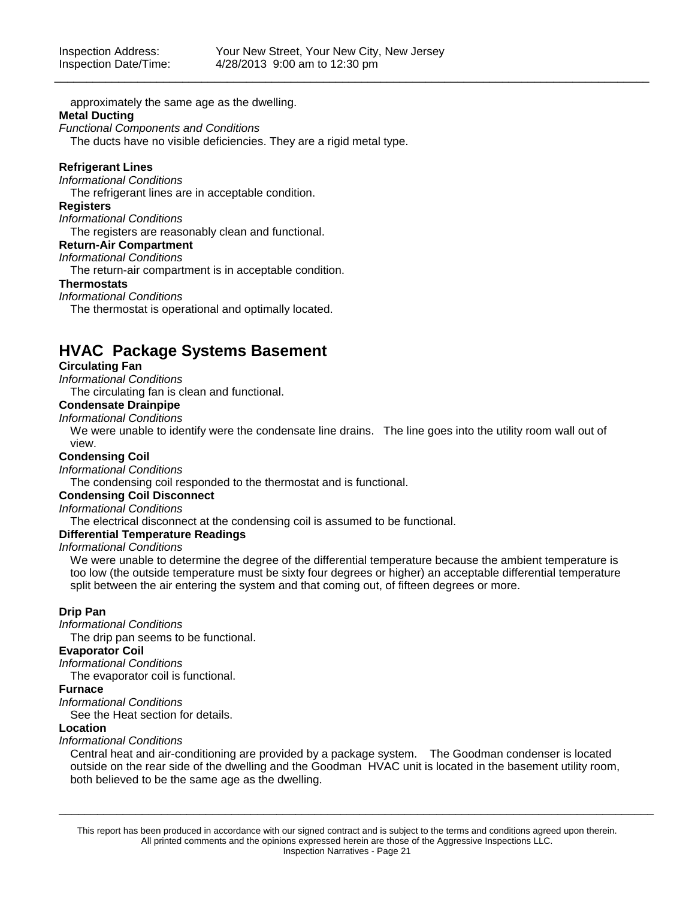approximately the same age as the dwelling.

**Metal Ducting**

*Functional Components and Conditions*

The ducts have no visible deficiencies. They are a rigid metal type.

**Refrigerant Lines**

*Informational Conditions*

The refrigerant lines are in acceptable condition.

**Registers**

*Informational Conditions*

The registers are reasonably clean and functional.

**Return-Air Compartment**

*Informational Conditions*

The return-air compartment is in acceptable condition.

**Thermostats**

*Informational Conditions*

The thermostat is operational and optimally located.

## HVAC Package Systems Basement

**Circulating Fan**

*Informational Conditions*

The circulating fan is clean and functional.

**Condensate Drainpipe**

*Informational Conditions*

We were unable to identify were the condensate line drains. The line goes into the utility room wall out of view.

**Condensing Coil**

*Informational Conditions*

The condensing coil responded to the thermostat and is functional.

**Condensing Coil Disconnect**

*Informational Conditions*

The electrical disconnect at the condensing coil is assumed to be functional.

**Differential Temperature Readings**

*Informational Conditions*

We were unable to determine the degree of the differential temperature because the ambient temperature is too low (the outside temperature must be sixty four degrees or higher) an acceptable differential temperature split between the air entering the system and that coming out, of fifteen degrees or more.

**Drip Pan**

*Informational Conditions*

The drip pan seems to be functional.

**Evaporator Coil**

*Informational Conditions*

The evaporator coil is functional.

**Furnace**

*Informational Conditions*

See the Heat section for details.

**Location**

*Informational Conditions*

Central heat and air-conditioning are provided by a package system. The Goodman condenser is located outside on the rear side of the dwelling and the Goodman HVAC unit is located in the basement utility room, both believed to be the same age as the dwelling.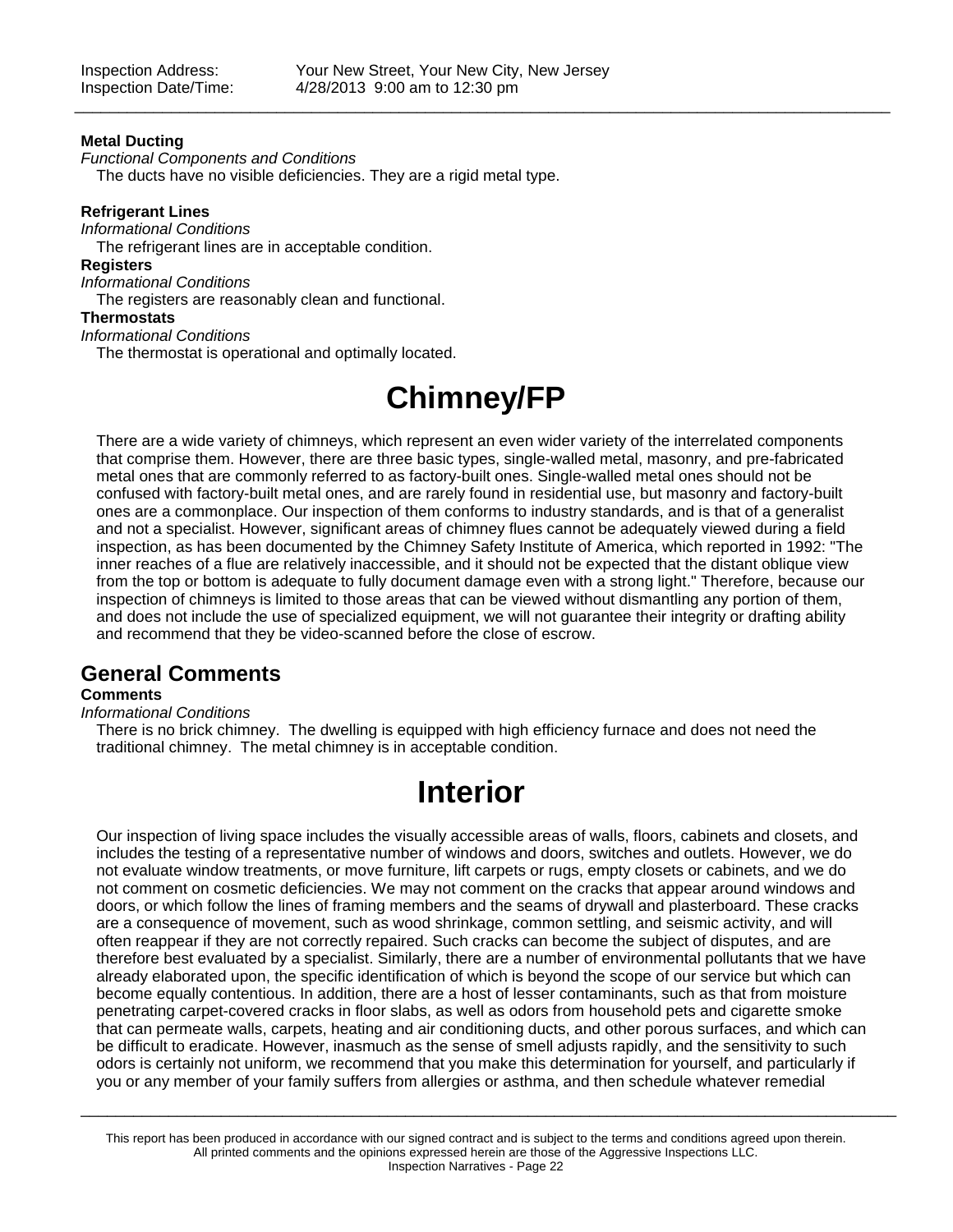**Metal Ducting**

*Functional Components and Conditions*

The ducts have no visible deficiencies. They are a rigid metal type.

**Refrigerant Lines**

*Informational Conditions*

The refrigerant lines are in acceptable condition.

**Registers**

*Informational Conditions*

The registers are reasonably clean and functional.

**Thermostats**

*Informational Conditions*

The thermostat is operational and optimally located.

# Chimney/FP

There are a wide variety of chimneys, which represent an even wider variety of the interrelated components that comprise them. However, there are three basic types, single-walled metal, masonry, and pre-fabricated metal ones that are commonly referred to as factory-built ones. Single-walled metal ones should not be confused with factory-built metal ones, and are rarely found in residential use, but masonry and factory-built ones are a commonplace. Our inspection of them conforms to industry standards, and is that of a generalist and not a specialist. However, significant areas of chimney flues cannot be adequately viewed during a field inspection, as has been documented by the Chimney Safety Institute of America, which reported in 1992: "The inner reaches of a flue are relatively inaccessible, and it should not be expected that the distant oblique view from the top or bottom is adequate to fully document damage even with a strong light." Therefore, because our inspection of chimneys is limited to those areas that can be viewed without dismantling any portion of them, and does not include the use of specialized equipment, we will not guarantee their integrity or drafting ability and recommend that they be video-scanned before the close of escrow.

## General Comments

**Comments**

*Informational Conditions*

There is no brick chimney. The dwelling is equipped with high efficiency furnace and does not need the traditional chimney. The metal chimney is in acceptable condition.

# Interior

Our inspection of living space includes the visually accessible areas of walls, floors, cabinets and closets, and includes the testing of a representative number of windows and doors, switches and outlets. However, we do not evaluate window treatments, or move furniture, lift carpets or rugs, empty closets or cabinets, and we do not comment on cosmetic deficiencies. We may not comment on the cracks that appear around windows and doors, or which follow the lines of framing members and the seams of drywall and plasterboard. These cracks are a consequence of movement, such as wood shrinkage, common settling, and seismic activity, and will often reappear if they are not correctly repaired. Such cracks can become the subject of disputes, and are therefore best evaluated by a specialist. Similarly, there are a number of environmental pollutants that we have already elaborated upon, the specific identification of which is beyond the scope of our service but which can become equally contentious. In addition, there are a host of lesser contaminants, such as that from moisture penetrating carpet-covered cracks in floor slabs, as well as odors from household pets and cigarette smoke that can permeate walls, carpets, heating and air conditioning ducts, and other porous surfaces, and which can be difficult to eradicate. However, inasmuch as the sense of smell adjusts rapidly, and the sensitivity to such odors is certainly not uniform, we recommend that you make this determination for yourself, and particularly if you or any member of your family suffers from allergies or asthma, and then schedule whatever remedial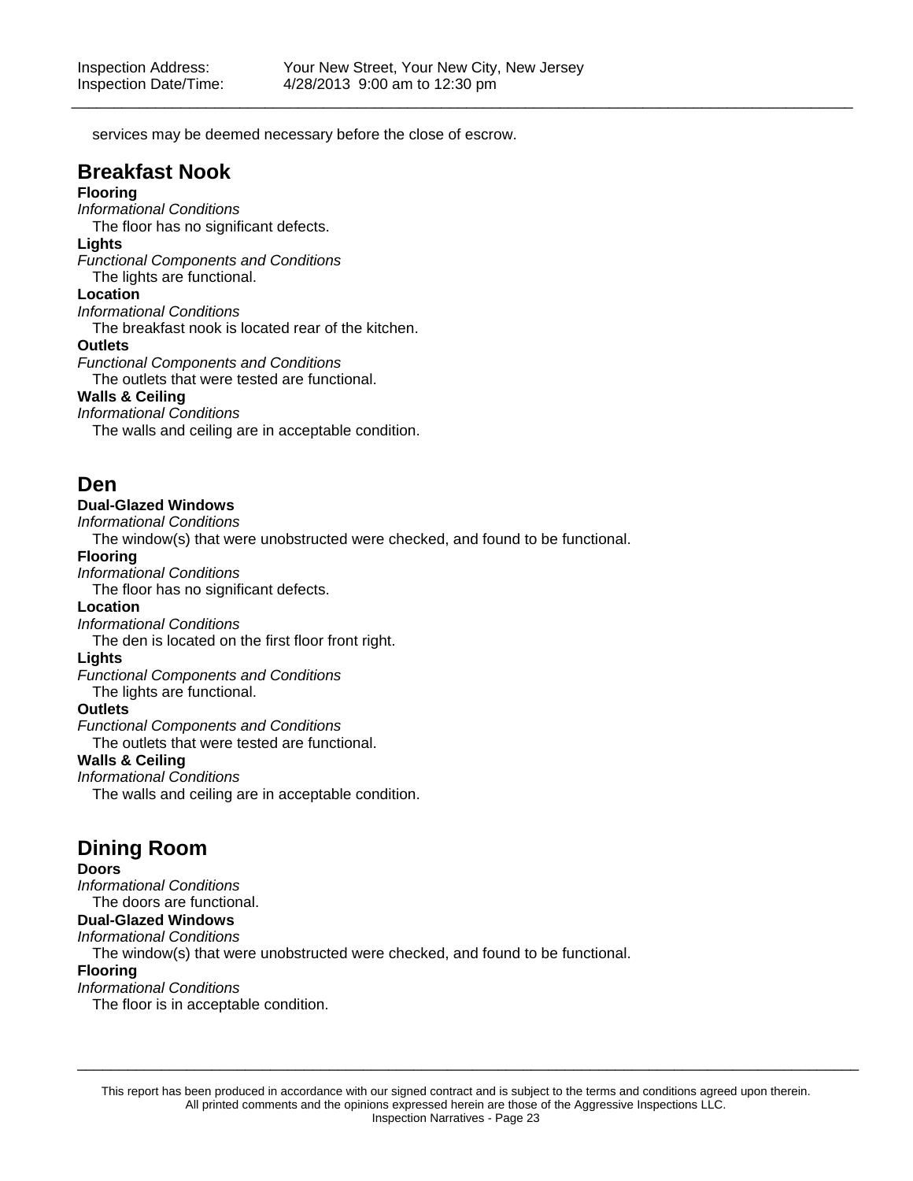services may be deemed necessary before the close of escrow.

## Breakfast Nook

**Flooring**

*Informational Conditions*

The floor has no significant defects.

**Lights**

*Functional Components and Conditions*

The lights are functional.

**Location**

*Informational Conditions*

The breakfast nook is located rear of the kitchen.

**Outlets**

*Functional Components and Conditions*

The outlets that were tested are functional.

**Walls & Ceiling**

*Informational Conditions*

The walls and ceiling are in acceptable condition.

## Den

**Dual-Glazed Windows**

*Informational Conditions*

The window(s) that were unobstructed were checked, and found to be functional.

**Flooring**

*Informational Conditions*

The floor has no significant defects.

**Location**

*Informational Conditions*

The den is located on the first floor front right.

**Lights**

*Functional Components and Conditions*

The lights are functional.

**Outlets**

*Functional Components and Conditions*

The outlets that were tested are functional.

**Walls & Ceiling**

*Informational Conditions*

The walls and ceiling are in acceptable condition.

## Dining Room

**Doors**

*Informational Conditions*

The doors are functional.

**Dual-Glazed Windows**

*Informational Conditions*

The window(s) that were unobstructed were checked, and found to be functional.

**Flooring**

*Informational Conditions*

The floor is in acceptable condition.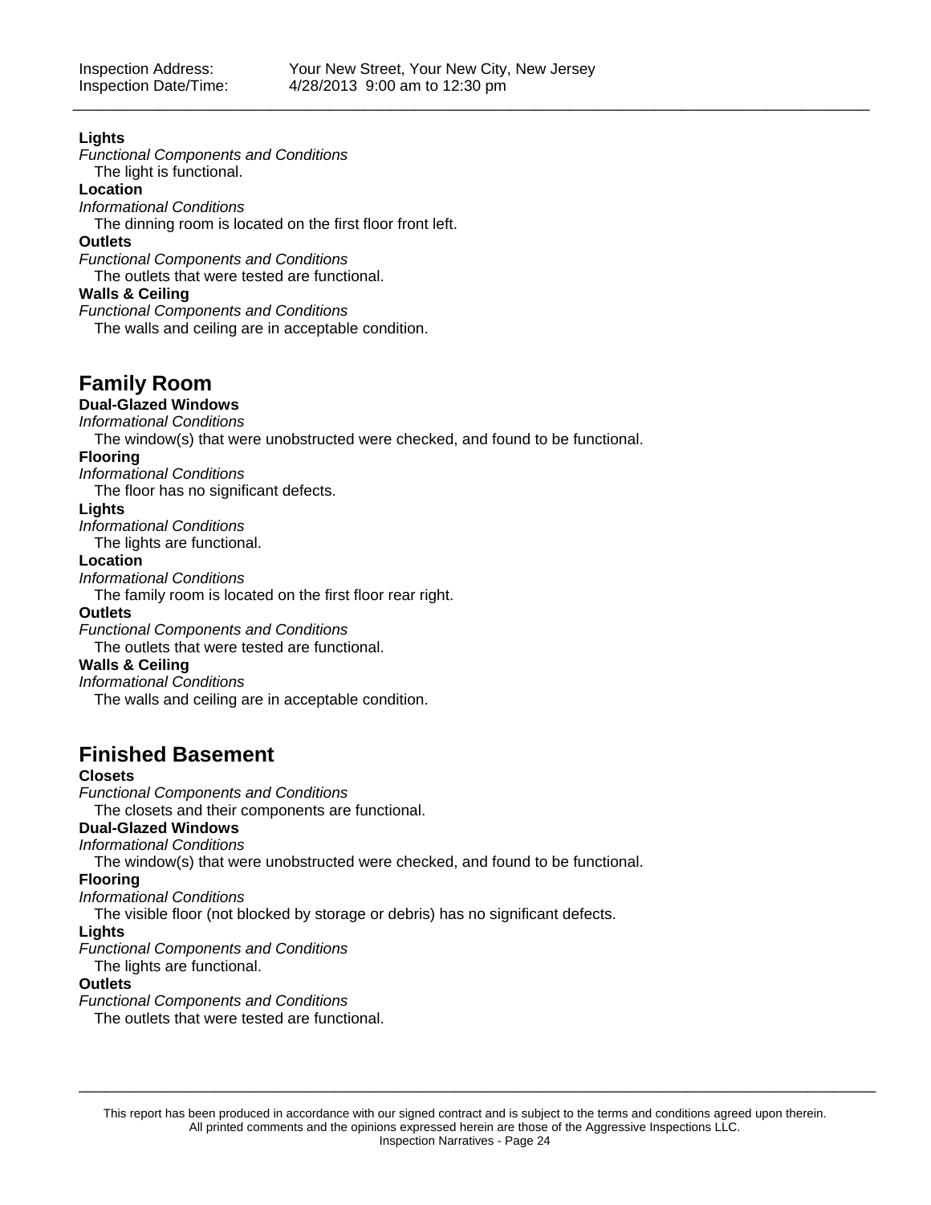**Lights**

*Functional Components and Conditions*

The light is functional.

**Location**

*Informational Conditions*

The dinning room is located on the first floor front left.

**Outlets**

*Functional Components and Conditions*

The outlets that were tested are functional.

**Walls & Ceiling**

*Functional Components and Conditions*

The walls and ceiling are in acceptable condition.

## Family Room

**Dual-Glazed Windows**

*Informational Conditions*

The window(s) that were unobstructed were checked, and found to be functional.

**Flooring**

*Informational Conditions*

The floor has no significant defects.

**Lights**

*Informational Conditions*

The lights are functional.

**Location**

*Informational Conditions*

The family room is located on the first floor rear right.

**Outlets**

*Functional Components and Conditions*

The outlets that were tested are functional.

**Walls & Ceiling**

*Informational Conditions*

The walls and ceiling are in acceptable condition.

## Finished Basement

**Closets**

*Functional Components and Conditions*

The closets and their components are functional.

**Dual-Glazed Windows**

*Informational Conditions*

The window(s) that were unobstructed were checked, and found to be functional.

**Flooring**

*Informational Conditions*

The visible floor (not blocked by storage or debris) has no significant defects.

**Lights**

*Functional Components and Conditions*

The lights are functional.

**Outlets**

*Functional Components and Conditions*

The outlets that were tested are functional.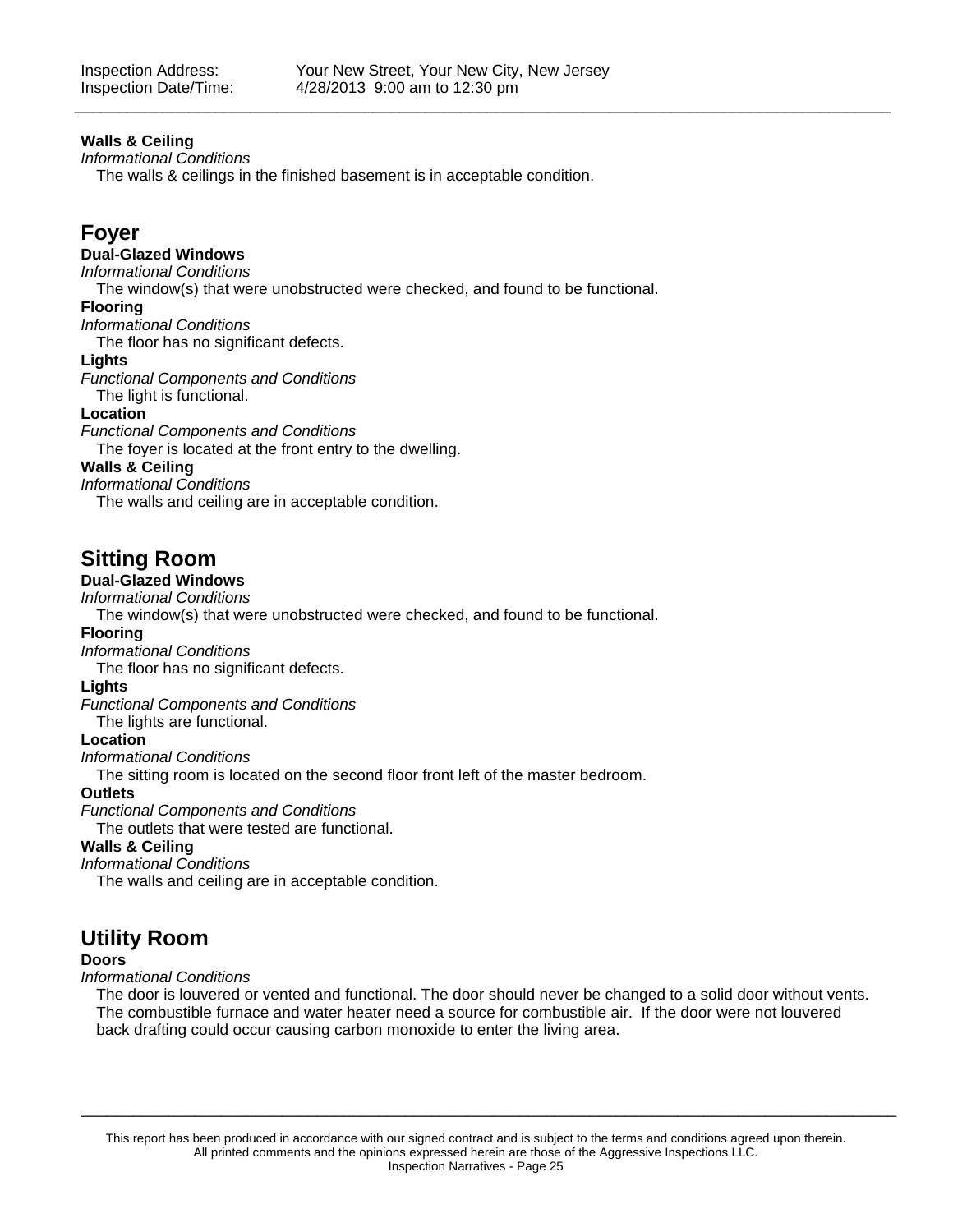**Walls & Ceiling**

*Informational Conditions*

The walls & ceilings in the finished basement is in acceptable condition.

## Foyer

**Dual-Glazed Windows**

*Informational Conditions*

The window(s) that were unobstructed were checked, and found to be functional.

**Flooring**

*Informational Conditions*

The floor has no significant defects.

**Lights**

*Functional Components and Conditions*

The light is functional.

**Location**

*Functional Components and Conditions*

The foyer is located at the front entry to the dwelling.

**Walls & Ceiling**

*Informational Conditions*

The walls and ceiling are in acceptable condition.

## Sitting Room

**Dual-Glazed Windows**

*Informational Conditions*

The window(s) that were unobstructed were checked, and found to be functional.

**Flooring**

*Informational Conditions*

The floor has no significant defects.

**Lights**

*Functional Components and Conditions*

The lights are functional.

**Location**

*Informational Conditions*

The sitting room is located on the second floor front left of the master bedroom.

**Outlets**

*Functional Components and Conditions*

The outlets that were tested are functional.

**Walls & Ceiling**

*Informational Conditions*

The walls and ceiling are in acceptable condition.

## Utility Room

**Doors**

*Informational Conditions*

The door is louvered or vented and functional. The door should never be changed to a solid door without vents. The combustible furnace and water heater need a source for combustible air. If the door were not louvered back drafting could occur causing carbon monoxide to enter the living area.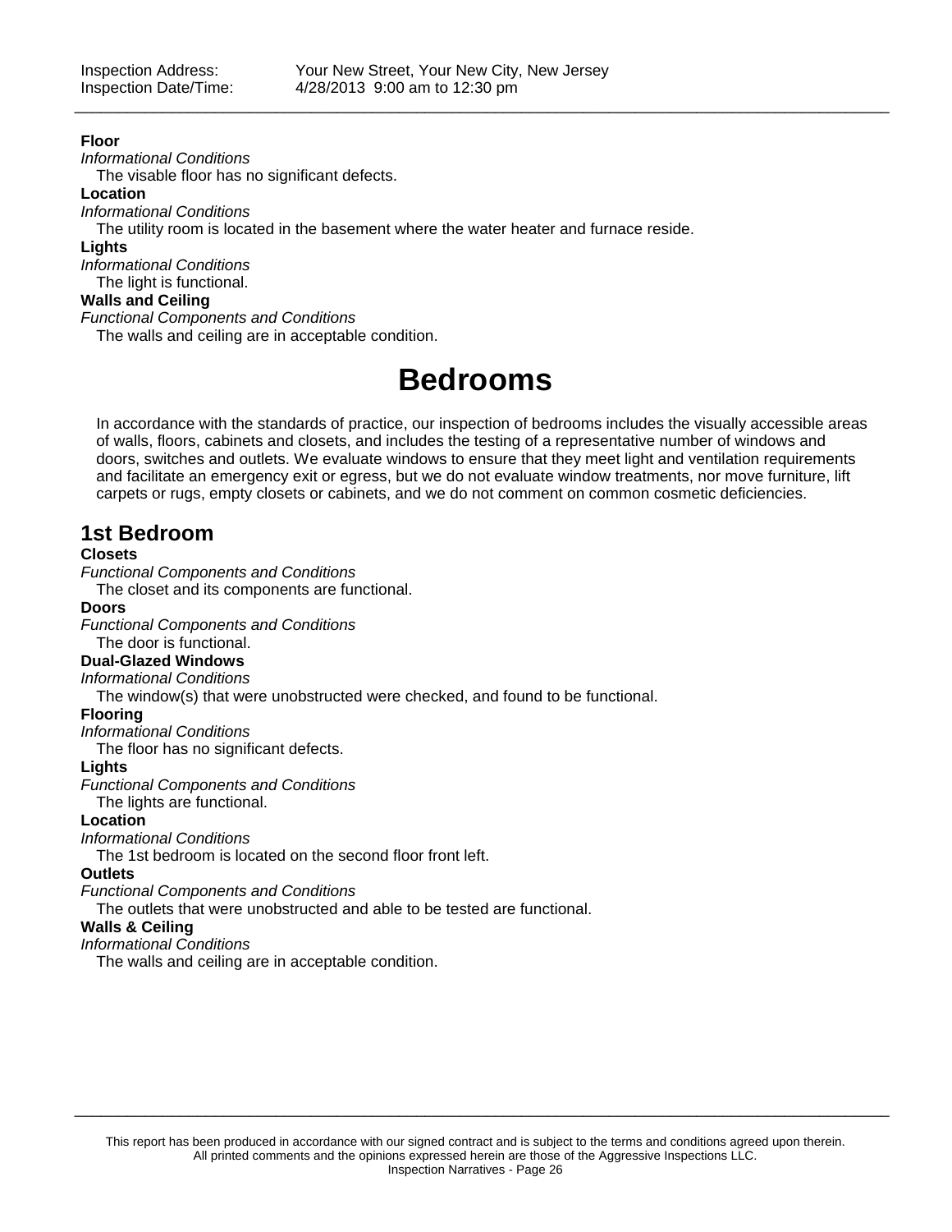**Floor**

*Informational Conditions*

The visable floor has no significant defects.

**Location**

*Informational Conditions*

The utility room is located in the basement where the water heater and furnace reside.

**Lights**

*Informational Conditions*

The light is functional.

**Walls and Ceiling**

*Functional Components and Conditions*

The walls and ceiling are in acceptable condition.

# Bedrooms

In accordance with the standards of practice, our inspection of bedrooms includes the visually accessible areas of walls, floors, cabinets and closets, and includes the testing of a representative number of windows and doors, switches and outlets. We evaluate windows to ensure that they meet light and ventilation requirements and facilitate an emergency exit or egress, but we do not evaluate window treatments, nor move furniture, lift carpets or rugs, empty closets or cabinets, and we do not comment on common cosmetic deficiencies.

## 1st Bedroom

**Closets**

*Functional Components and Conditions*

The closet and its components are functional.

**Doors**

*Functional Components and Conditions*

The door is functional.

**Dual-Glazed Windows**

*Informational Conditions*

The window(s) that were unobstructed were checked, and found to be functional.

**Flooring**

*Informational Conditions*

The floor has no significant defects.

**Lights**

*Functional Components and Conditions*

The lights are functional.

**Location**

*Informational Conditions*

The 1st bedroom is located on the second floor front left.

**Outlets**

*Functional Components and Conditions*

The outlets that were unobstructed and able to be tested are functional.

**Walls & Ceiling**

*Informational Conditions*

The walls and ceiling are in acceptable condition.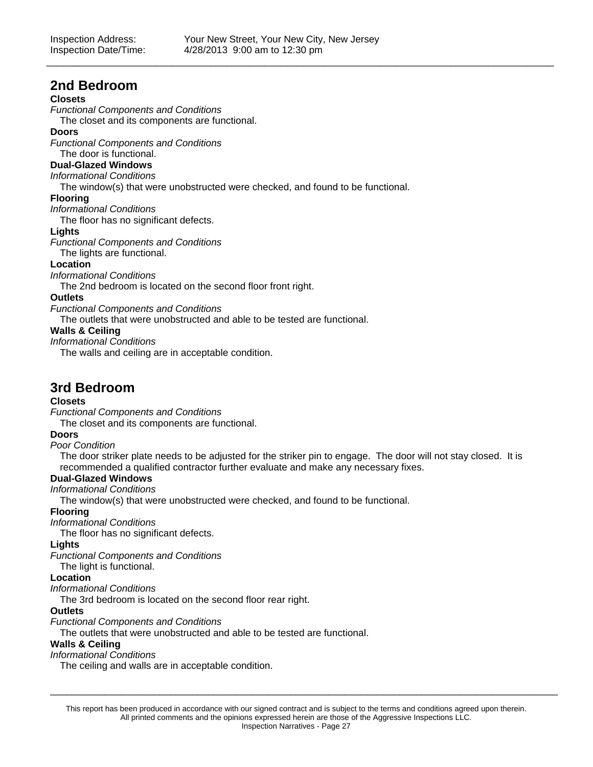## 2nd Bedroom

**Closets**

*Functional Components and Conditions*

The closet and its components are functional.

**Doors**

*Functional Components and Conditions*

The door is functional.

**Dual-Glazed Windows**

*Informational Conditions*

The window(s) that were unobstructed were checked, and found to be functional.

**Flooring**

*Informational Conditions*

The floor has no significant defects.

**Lights**

*Functional Components and Conditions*

The lights are functional.

**Location**

*Informational Conditions*

The 2nd bedroom is located on the second floor front right.

**Outlets**

*Functional Components and Conditions*

The outlets that were unobstructed and able to be tested are functional.

**Walls & Ceiling**

*Informational Conditions*

The walls and ceiling are in acceptable condition.

## 3rd Bedroom

**Closets**

*Functional Components and Conditions*

The closet and its components are functional.

**Doors**

*Poor Condition*

The door striker plate needs to be adjusted for the striker pin to engage. The door will not stay closed. It is recommended a qualified contractor further evaluate and make any necessary fixes.

**Dual-Glazed Windows**

*Informational Conditions*

The window(s) that were unobstructed were checked, and found to be functional.

**Flooring**

*Informational Conditions*

The floor has no significant defects.

**Lights**

*Functional Components and Conditions*

The light is functional.

**Location**

*Informational Conditions*

The 3rd bedroom is located on the second floor rear right.

**Outlets**

*Functional Components and Conditions*

The outlets that were unobstructed and able to be tested are functional.

**Walls & Ceiling**

*Informational Conditions*

The ceiling and walls are in acceptable condition.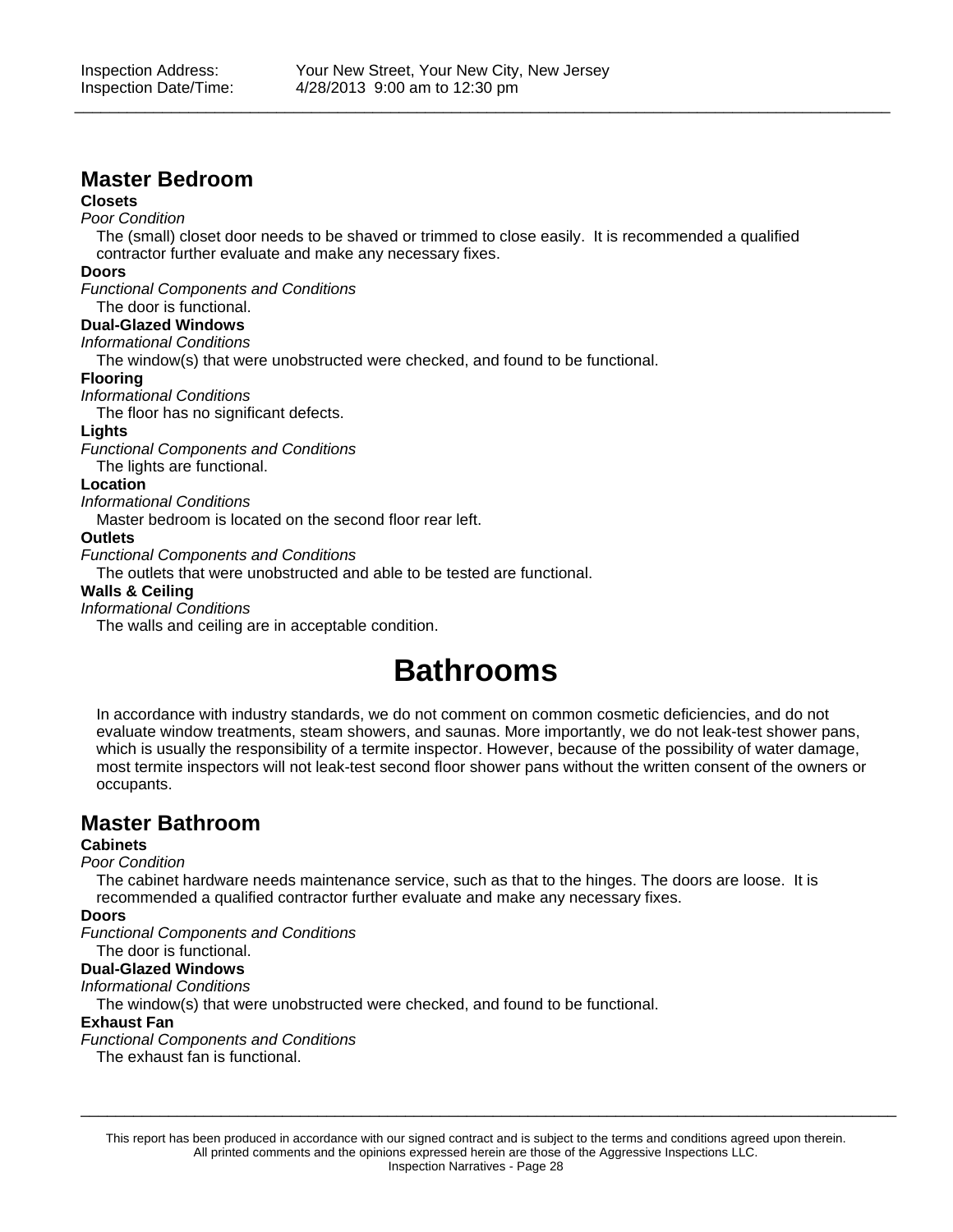## Master Bedroom

**Closets**

*Poor Condition*

The (small) closet door needs to be shaved or trimmed to close easily. It is recommended a qualified contractor further evaluate and make any necessary fixes.

**Doors**

*Functional Components and Conditions*

The door is functional.

**Dual-Glazed Windows**

*Informational Conditions*

The window(s) that were unobstructed were checked, and found to be functional.

**Flooring**

*Informational Conditions*

The floor has no significant defects.

**Lights**

*Functional Components and Conditions*

The lights are functional.

**Location**

*Informational Conditions*

Master bedroom is located on the second floor rear left.

**Outlets**

*Functional Components and Conditions*

The outlets that were unobstructed and able to be tested are functional.

**Walls & Ceiling**

*Informational Conditions*

The walls and ceiling are in acceptable condition.

# Bathrooms

In accordance with industry standards, we do not comment on common cosmetic deficiencies, and do not evaluate window treatments, steam showers, and saunas. More importantly, we do not leak-test shower pans, which is usually the responsibility of a termite inspector. However, because of the possibility of water damage, most termite inspectors will not leak-test second floor shower pans without the written consent of the owners or occupants.

## Master Bathroom

**Cabinets**

*Poor Condition*

The cabinet hardware needs maintenance service, such as that to the hinges. The doors are loose. It is recommended a qualified contractor further evaluate and make any necessary fixes.

**Doors**

*Functional Components and Conditions*

The door is functional.

**Dual-Glazed Windows**

*Informational Conditions*

The window(s) that were unobstructed were checked, and found to be functional.

**Exhaust Fan**

*Functional Components and Conditions*

The exhaust fan is functional.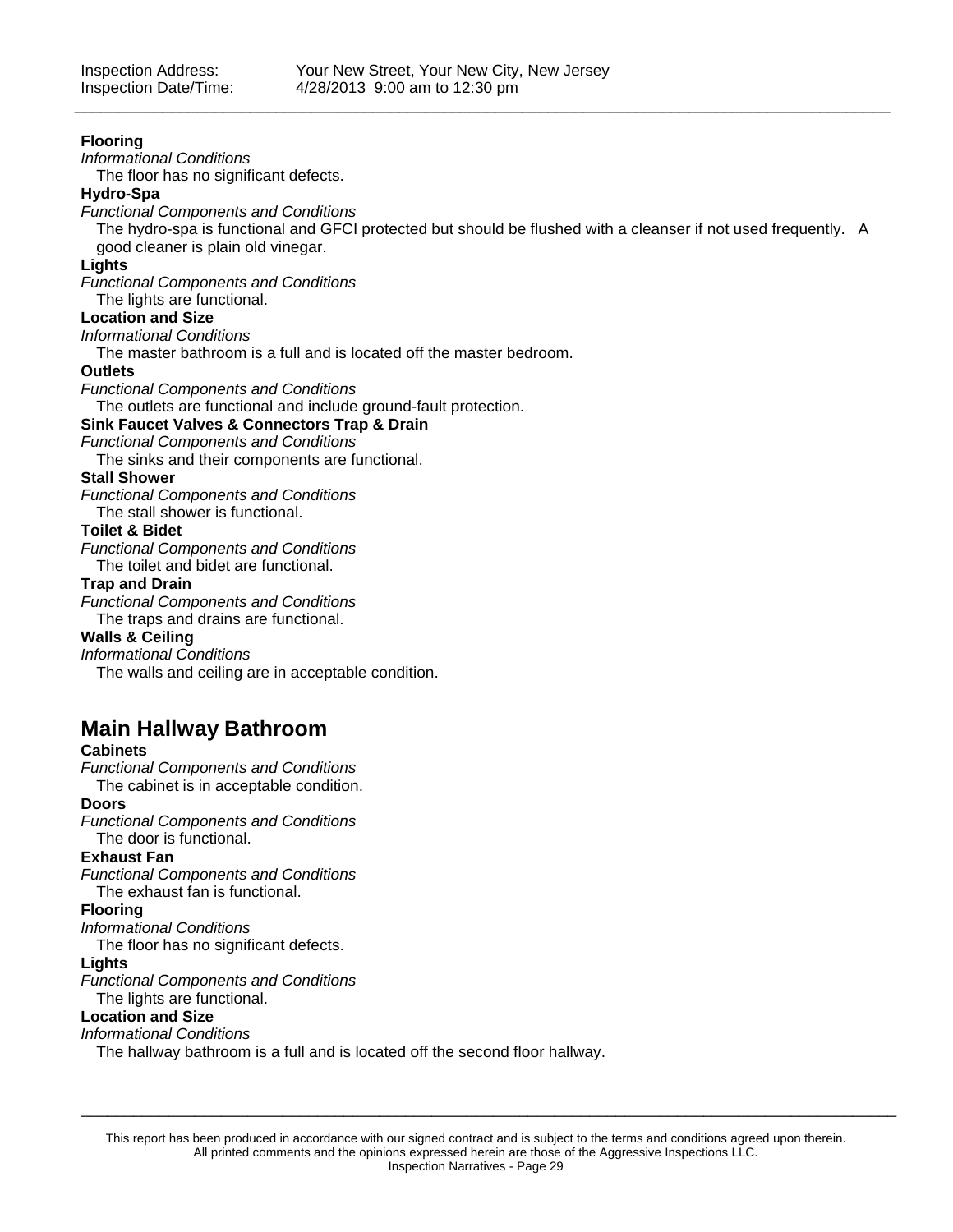**Flooring**

*Informational Conditions*

The floor has no significant defects.

**Hydro-Spa**

*Functional Components and Conditions*

The hydro-spa is functional and GFCI protected but should be flushed with a cleanser if not used frequently. A good cleaner is plain old vinegar.

**Lights**

*Functional Components and Conditions*

The lights are functional.

**Location and Size**

*Informational Conditions*

The master bathroom is a full and is located off the master bedroom.

**Outlets**

*Functional Components and Conditions*

The outlets are functional and include ground-fault protection.

**Sink Faucet Valves & Connectors Trap & Drain**

*Functional Components and Conditions*

The sinks and their components are functional.

**Stall Shower**

*Functional Components and Conditions*

The stall shower is functional.

**Toilet & Bidet**

*Functional Components and Conditions*

The toilet and bidet are functional.

**Trap and Drain**

*Functional Components and Conditions*

The traps and drains are functional.

**Walls & Ceiling**

*Informational Conditions*

The walls and ceiling are in acceptable condition.

## Main Hallway Bathroom

**Cabinets**

*Functional Components and Conditions*

The cabinet is in acceptable condition.

**Doors**

*Functional Components and Conditions*

The door is functional.

**Exhaust Fan**

*Functional Components and Conditions*

The exhaust fan is functional.

**Flooring**

*Informational Conditions*

The floor has no significant defects.

**Lights**

*Functional Components and Conditions*

The lights are functional.

**Location and Size**

*Informational Conditions*

The hallway bathroom is a full and is located off the second floor hallway.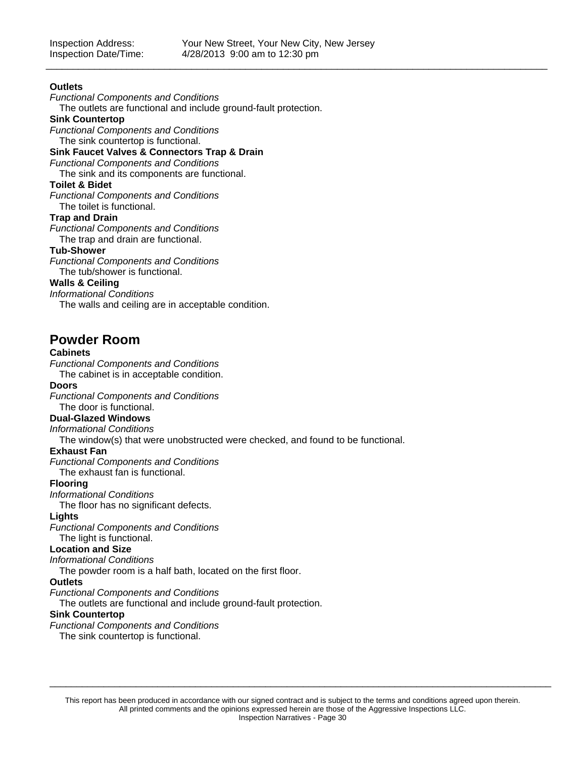**Outlets**

*Functional Components and Conditions*

The outlets are functional and include ground-fault protection.

**Sink Countertop**

*Functional Components and Conditions*

The sink countertop is functional.

**Sink Faucet Valves & Connectors Trap & Drain**

*Functional Components and Conditions*

The sink and its components are functional.

**Toilet & Bidet**

*Functional Components and Conditions*

The toilet is functional.

**Trap and Drain**

*Functional Components and Conditions*

The trap and drain are functional.

**Tub-Shower**

*Functional Components and Conditions*

The tub/shower is functional.

**Walls & Ceiling**

*Informational Conditions*

The walls and ceiling are in acceptable condition.

## Powder Room

**Cabinets**

*Functional Components and Conditions*

The cabinet is in acceptable condition.

**Doors**

*Functional Components and Conditions*

The door is functional.

**Dual-Glazed Windows**

*Informational Conditions*

The window(s) that were unobstructed were checked, and found to be functional.

**Exhaust Fan**

*Functional Components and Conditions*

The exhaust fan is functional.

**Flooring**

*Informational Conditions*

The floor has no significant defects.

**Lights**

*Functional Components and Conditions*

The light is functional.

**Location and Size**

*Informational Conditions*

The powder room is a half bath, located on the first floor.

**Outlets**

*Functional Components and Conditions*

The outlets are functional and include ground-fault protection.

**Sink Countertop**

*Functional Components and Conditions*

The sink countertop is functional.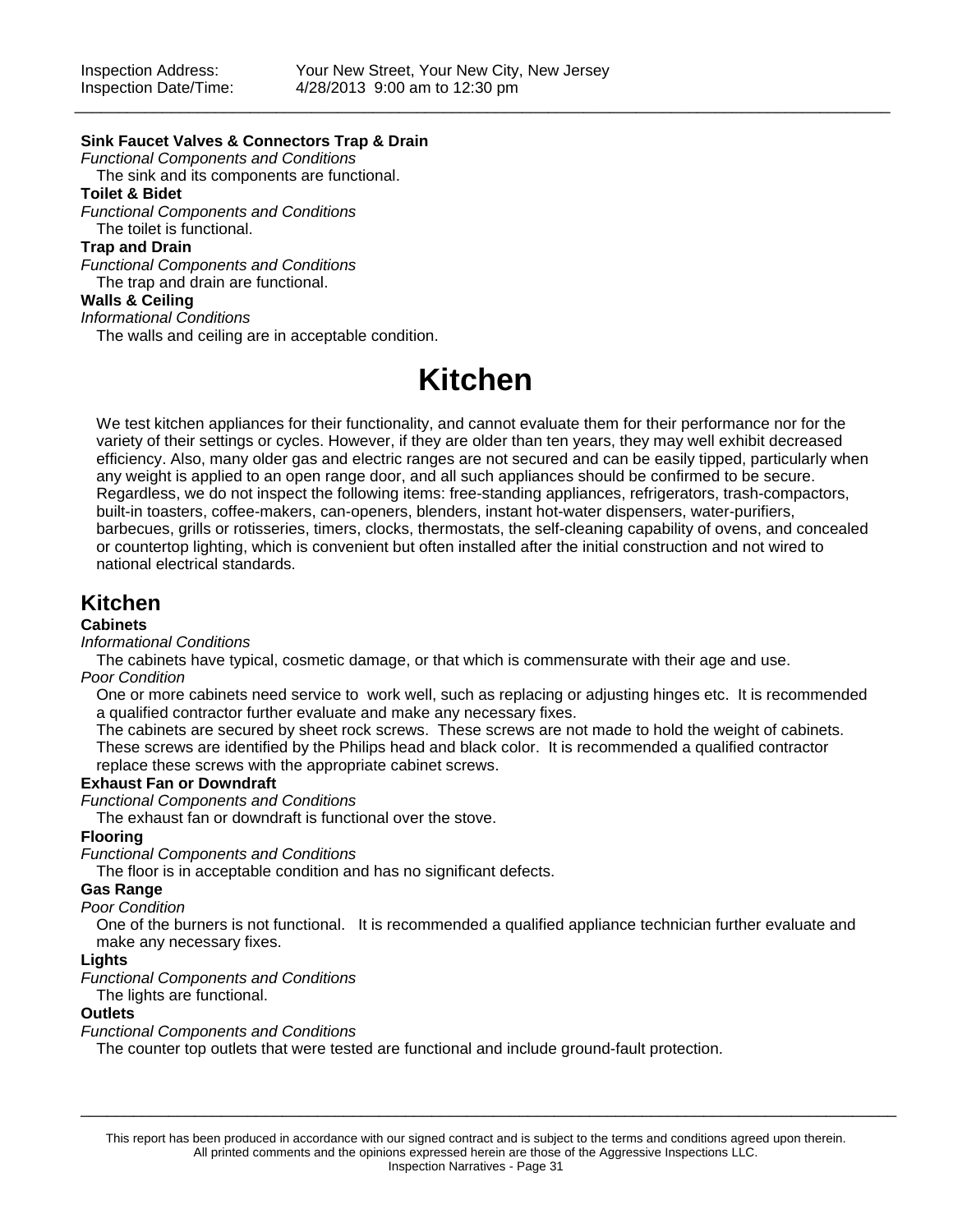**Sink Faucet Valves & Connectors Trap & Drain**

*Functional Components and Conditions*

The sink and its components are functional.

**Toilet & Bidet**

*Functional Components and Conditions*

The toilet is functional.

**Trap and Drain**

*Functional Components and Conditions*

The trap and drain are functional.

**Walls & Ceiling**

*Informational Conditions*

The walls and ceiling are in acceptable condition.

# Kitchen

We test kitchen appliances for their functionality, and cannot evaluate them for their performance nor for the variety of their settings or cycles. However, if they are older than ten years, they may well exhibit decreased efficiency. Also, many older gas and electric ranges are not secured and can be easily tipped, particularly when any weight is applied to an open range door, and all such appliances should be confirmed to be secure. Regardless, we do not inspect the following items: free-standing appliances, refrigerators, trash-compactors, built-in toasters, coffee-makers, can-openers, blenders, instant hot-water dispensers, water-purifiers, barbecues, grills or rotisseries, timers, clocks, thermostats, the self-cleaning capability of ovens, and concealed or countertop lighting, which is convenient but often installed after the initial construction and not wired to national electrical standards.

## Kitchen

**Cabinets**

*Informational Conditions*

The cabinets have typical, cosmetic damage, or that which is commensurate with their age and use.

*Poor Condition*

One or more cabinets need service to work well, such as replacing or adjusting hinges etc. It is recommended a qualified contractor further evaluate and make any necessary fixes.

The cabinets are secured by sheet rock screws. These screws are not made to hold the weight of cabinets. These screws are identified by the Philips head and black color. It is recommended a qualified contractor replace these screws with the appropriate cabinet screws.

**Exhaust Fan or Downdraft**

*Functional Components and Conditions*

The exhaust fan or downdraft is functional over the stove.

**Flooring**

*Functional Components and Conditions*

The floor is in acceptable condition and has no significant defects.

**Gas Range**

*Poor Condition*

One of the burners is not functional. It is recommended a qualified appliance technician further evaluate and make any necessary fixes.

**Lights**

*Functional Components and Conditions*

The lights are functional.

**Outlets**

*Functional Components and Conditions*

The counter top outlets that were tested are functional and include ground-fault protection.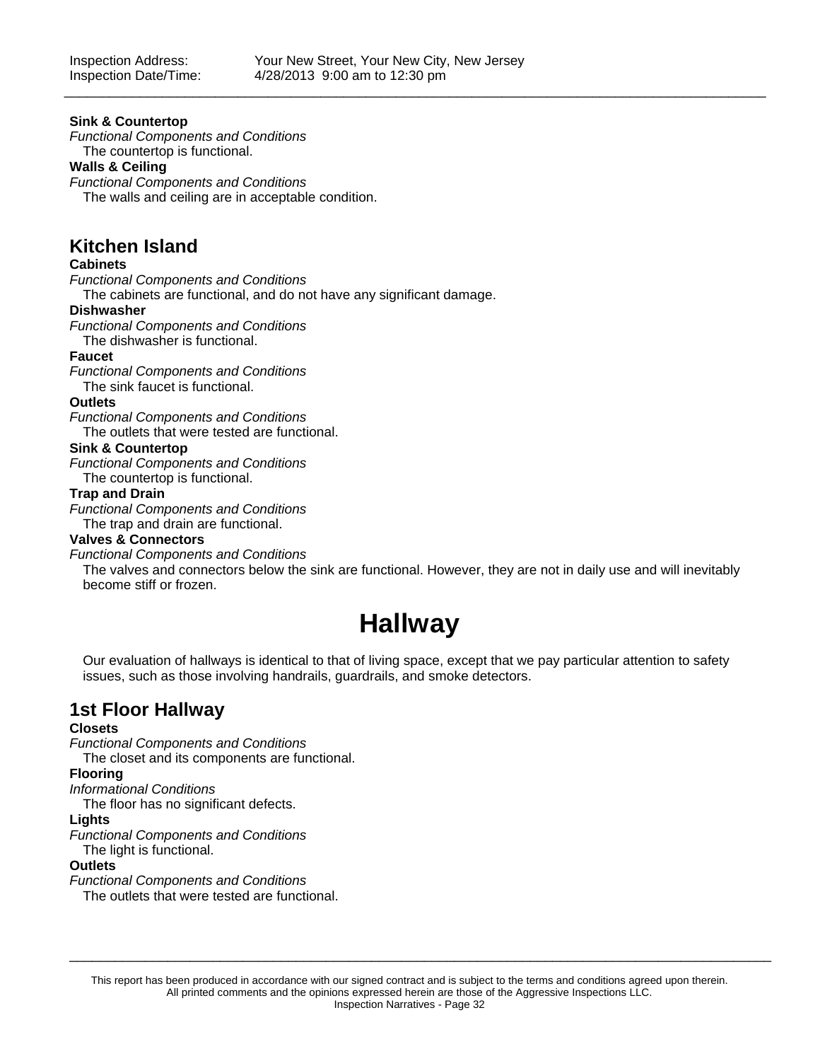**Sink & Countertop**

*Functional Components and Conditions*

The countertop is functional.

**Walls & Ceiling**

*Functional Components and Conditions*

The walls and ceiling are in acceptable condition.

## Kitchen Island

**Cabinets**

*Functional Components and Conditions*

The cabinets are functional, and do not have any significant damage.

**Dishwasher**

*Functional Components and Conditions*

The dishwasher is functional.

**Faucet**

*Functional Components and Conditions*

The sink faucet is functional.

**Outlets**

*Functional Components and Conditions*

The outlets that were tested are functional.

**Sink & Countertop**

*Functional Components and Conditions*

The countertop is functional.

**Trap and Drain**

*Functional Components and Conditions*

The trap and drain are functional.

**Valves & Connectors**

*Functional Components and Conditions*

The valves and connectors below the sink are functional. However, they are not in daily use and will inevitably become stiff or frozen.

# Hallway

Our evaluation of hallways is identical to that of living space, except that we pay particular attention to safety issues, such as those involving handrails, guardrails, and smoke detectors.

## 1st Floor Hallway

**Closets**

*Functional Components and Conditions*

The closet and its components are functional.

**Flooring**

*Informational Conditions*

The floor has no significant defects.

**Lights**

*Functional Components and Conditions*

The light is functional.

**Outlets**

*Functional Components and Conditions*

The outlets that were tested are functional.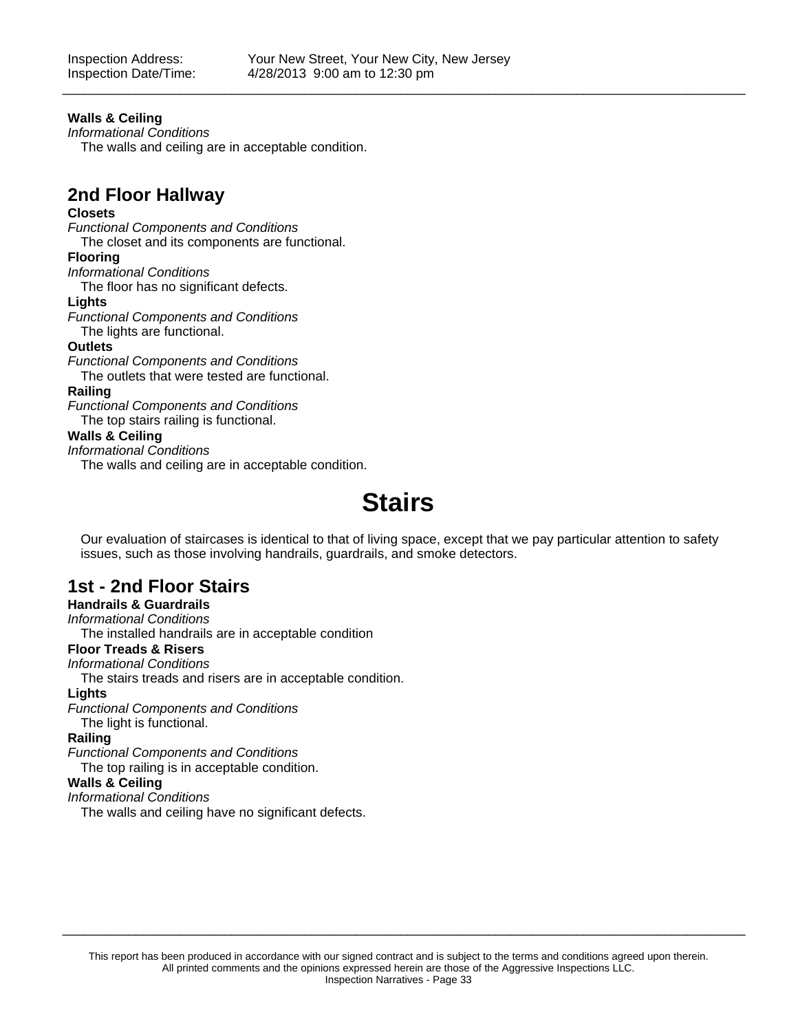**Walls & Ceiling**

*Informational Conditions*

The walls and ceiling are in acceptable condition.

## 2nd Floor Hallway

**Closets**

*Functional Components and Conditions*

The closet and its components are functional.

**Flooring**

*Informational Conditions*

The floor has no significant defects.

**Lights**

*Functional Components and Conditions*

The lights are functional.

**Outlets**

*Functional Components and Conditions*

The outlets that were tested are functional.

**Railing**

*Functional Components and Conditions*

The top stairs railing is functional.

**Walls & Ceiling**

*Informational Conditions*

The walls and ceiling are in acceptable condition.

# Stairs

Our evaluation of staircases is identical to that of living space, except that we pay particular attention to safety issues, such as those involving handrails, guardrails, and smoke detectors.

## 1st - 2nd Floor Stairs

**Handrails & Guardrails**

*Informational Conditions*

The installed handrails are in acceptable condition

**Floor Treads & Risers**

*Informational Conditions*

The stairs treads and risers are in acceptable condition.

**Lights**

*Functional Components and Conditions*

The light is functional.

**Railing**

*Functional Components and Conditions*

The top railing is in acceptable condition.

**Walls & Ceiling**

*Informational Conditions*

The walls and ceiling have no significant defects.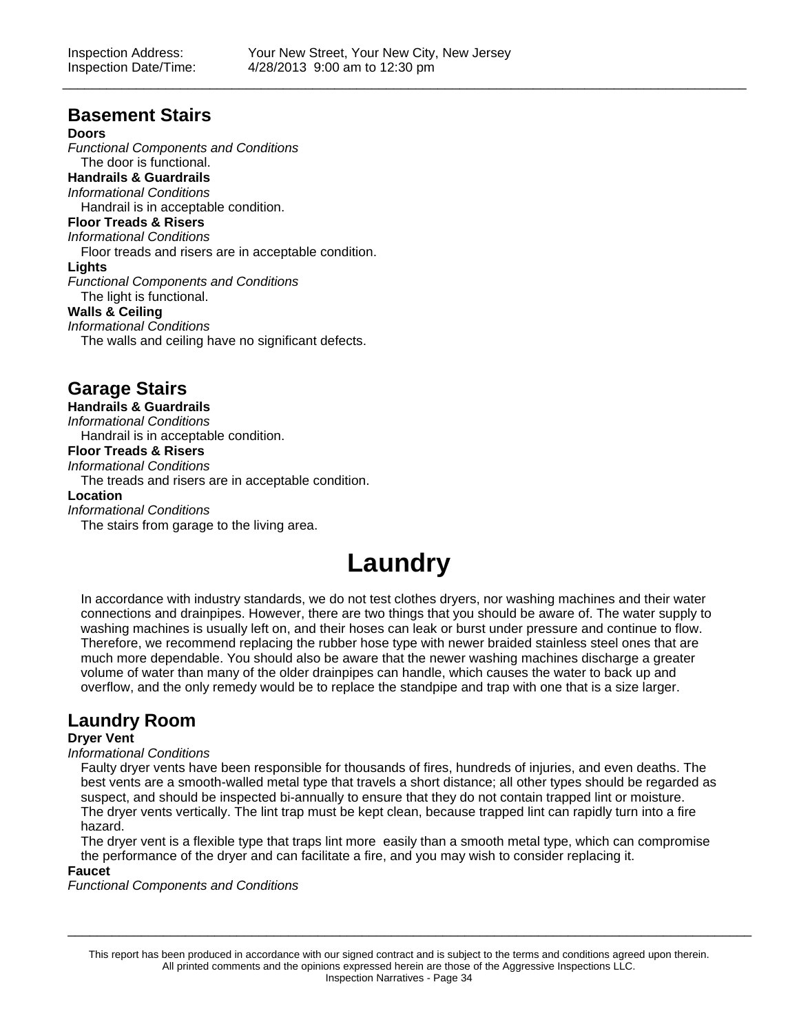## Basement Stairs

**Doors**

*Functional Components and Conditions*

The door is functional.

**Handrails & Guardrails**

*Informational Conditions*

Handrail is in acceptable condition.

**Floor Treads & Risers**

*Informational Conditions*

Floor treads and risers are in acceptable condition.

**Lights**

*Functional Components and Conditions*

The light is functional.

**Walls & Ceiling**

*Informational Conditions*

The walls and ceiling have no significant defects.

## Garage Stairs

**Handrails & Guardrails**

*Informational Conditions*

Handrail is in acceptable condition.

**Floor Treads & Risers**

*Informational Conditions*

The treads and risers are in acceptable condition.

**Location**

*Informational Conditions*

The stairs from garage to the living area.

# Laundry

In accordance with industry standards, we do not test clothes dryers, nor washing machines and their water connections and drainpipes. However, there are two things that you should be aware of. The water supply to washing machines is usually left on, and their hoses can leak or burst under pressure and continue to flow. Therefore, we recommend replacing the rubber hose type with newer braided stainless steel ones that are much more dependable. You should also be aware that the newer washing machines discharge a greater volume of water than many of the older drainpipes can handle, which causes the water to back up and overflow, and the only remedy would be to replace the standpipe and trap with one that is a size larger.

## Laundry Room

**Dryer Vent**

*Informational Conditions*

Faulty dryer vents have been responsible for thousands of fires, hundreds of injuries, and even deaths. The best vents are a smooth-walled metal type that travels a short distance; all other types should be regarded as suspect, and should be inspected bi-annually to ensure that they do not contain trapped lint or moisture.

The dryer vents vertically. The lint trap must be kept clean, because trapped lint can rapidly turn into a fire hazard.

The dryer vent is a flexible type that traps lint more easily than a smooth metal type, which can compromise the performance of the dryer and can facilitate a fire, and you may wish to consider replacing it.

**Faucet**

*Functional Components and Conditions*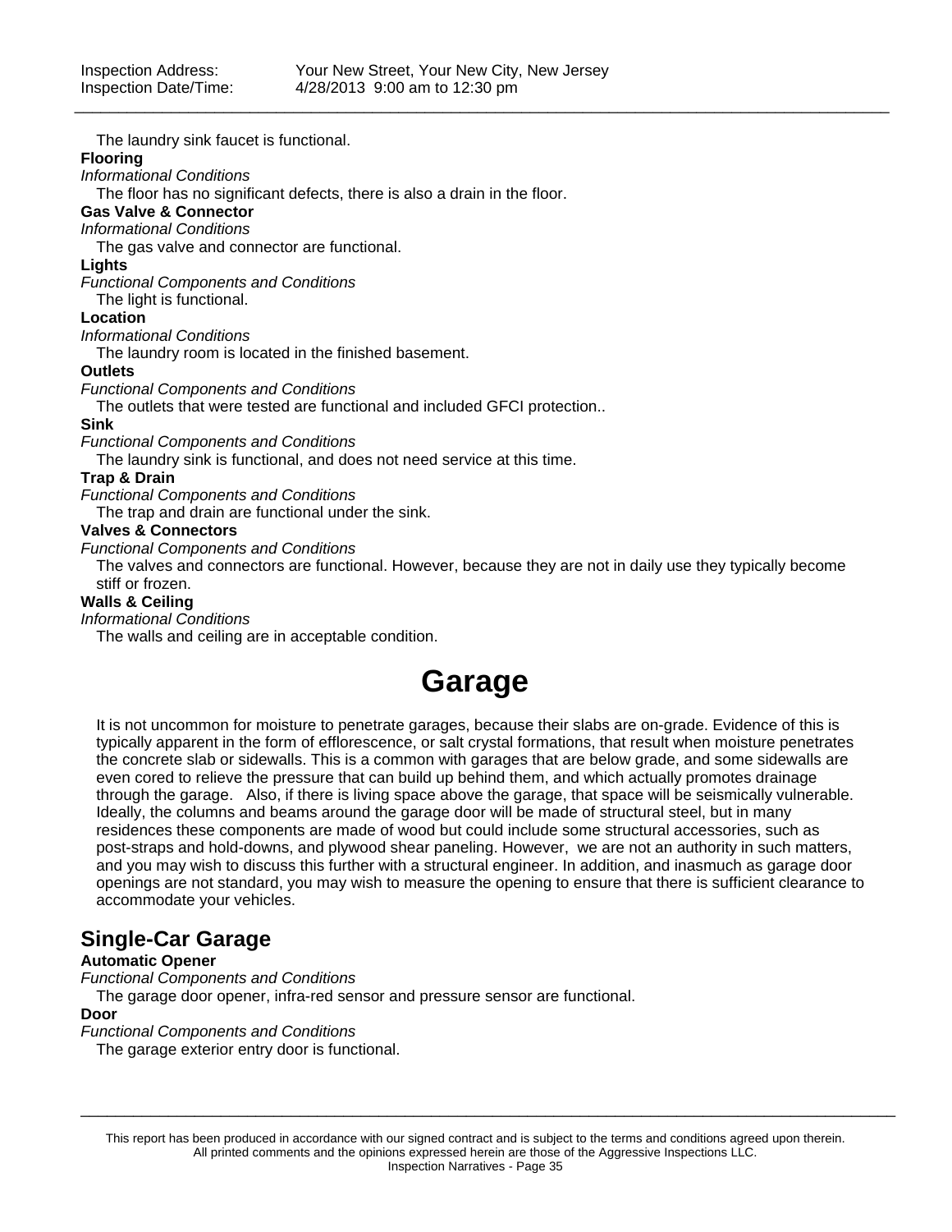The laundry sink faucet is functional.

**Flooring**

*Informational Conditions*

The floor has no significant defects, there is also a drain in the floor.

**Gas Valve & Connector**

*Informational Conditions*

The gas valve and connector are functional.

**Lights**

*Functional Components and Conditions*

The light is functional.

**Location**

*Informational Conditions*

The laundry room is located in the finished basement.

**Outlets**

*Functional Components and Conditions*

The outlets that were tested are functional and included GFCI protection..

**Sink**

*Functional Components and Conditions*

The laundry sink is functional, and does not need service at this time.

**Trap & Drain**

*Functional Components and Conditions*

The trap and drain are functional under the sink.

**Valves & Connectors**

*Functional Components and Conditions*

The valves and connectors are functional. However, because they are not in daily use they typically become stiff or frozen.

**Walls & Ceiling**

*Informational Conditions*

The walls and ceiling are in acceptable condition.

# Garage

It is not uncommon for moisture to penetrate garages, because their slabs are on-grade. Evidence of this is typically apparent in the form of efflorescence, or salt crystal formations, that result when moisture penetrates the concrete slab or sidewalls. This is a common with garages that are below grade, and some sidewalls are even cored to relieve the pressure that can build up behind them, and which actually promotes drainage through the garage. Also, if there is living space above the garage, that space will be seismically vulnerable. Ideally, the columns and beams around the garage door will be made of structural steel, but in many residences these components are made of wood but could include some structural accessories, such as post-straps and hold-downs, and plywood shear paneling. However, we are not an authority in such matters, and you may wish to discuss this further with a structural engineer. In addition, and inasmuch as garage door openings are not standard, you may wish to measure the opening to ensure that there is sufficient clearance to accommodate your vehicles.

## Single-Car Garage

**Automatic Opener**

*Functional Components and Conditions*

The garage door opener, infra-red sensor and pressure sensor are functional.

**Door**

*Functional Components and Conditions*

The garage exterior entry door is functional.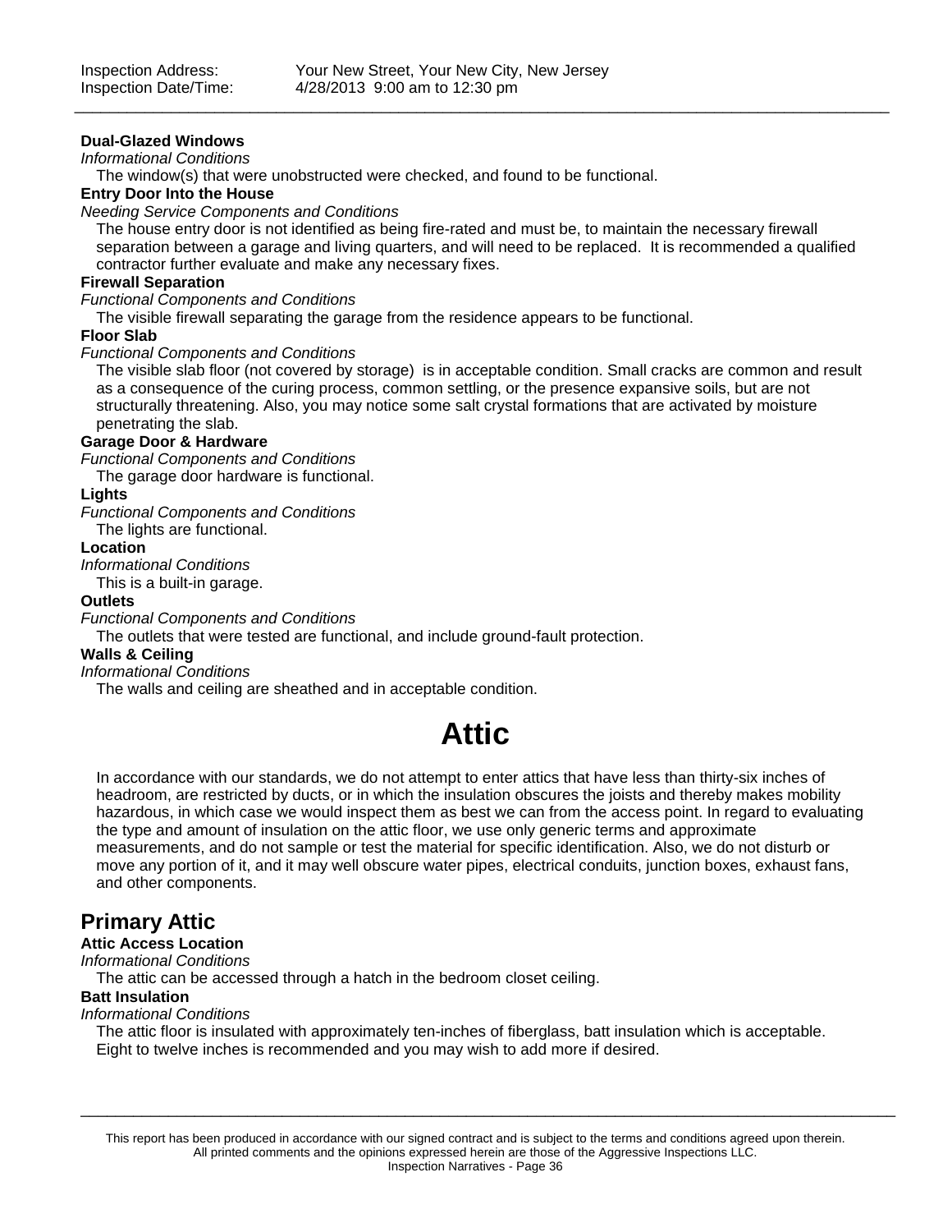**Dual-Glazed Windows**

*Informational Conditions*

The window(s) that were unobstructed were checked, and found to be functional.

**Entry Door Into the House**

*Needing Service Components and Conditions*

The house entry door is not identified as being fire-rated and must be, to maintain the necessary firewall separation between a garage and living quarters, and will need to be replaced. It is recommended a qualified contractor further evaluate and make any necessary fixes.

**Firewall Separation**

*Functional Components and Conditions*

The visible firewall separating the garage from the residence appears to be functional.

**Floor Slab**

*Functional Components and Conditions*

The visible slab floor (not covered by storage) is in acceptable condition. Small cracks are common and result as a consequence of the curing process, common settling, or the presence expansive soils, but are not structurally threatening. Also, you may notice some salt crystal formations that are activated by moisture penetrating the slab.

**Garage Door & Hardware**

*Functional Components and Conditions*

The garage door hardware is functional.

**Lights**

*Functional Components and Conditions*

The lights are functional.

**Location**

*Informational Conditions*

This is a built-in garage.

**Outlets**

*Functional Components and Conditions*

The outlets that were tested are functional, and include ground-fault protection.

**Walls & Ceiling**

*Informational Conditions*

The walls and ceiling are sheathed and in acceptable condition.

# Attic

In accordance with our standards, we do not attempt to enter attics that have less than thirty-six inches of headroom, are restricted by ducts, or in which the insulation obscures the joists and thereby makes mobility hazardous, in which case we would inspect them as best we can from the access point. In regard to evaluating the type and amount of insulation on the attic floor, we use only generic terms and approximate measurements, and do not sample or test the material for specific identification. Also, we do not disturb or move any portion of it, and it may well obscure water pipes, electrical conduits, junction boxes, exhaust fans, and other components.

## Primary Attic

**Attic Access Location**

*Informational Conditions*

The attic can be accessed through a hatch in the bedroom closet ceiling.

**Batt Insulation**

*Informational Conditions*

The attic floor is insulated with approximately ten-inches of fiberglass, batt insulation which is acceptable. Eight to twelve inches is recommended and you may wish to add more if desired.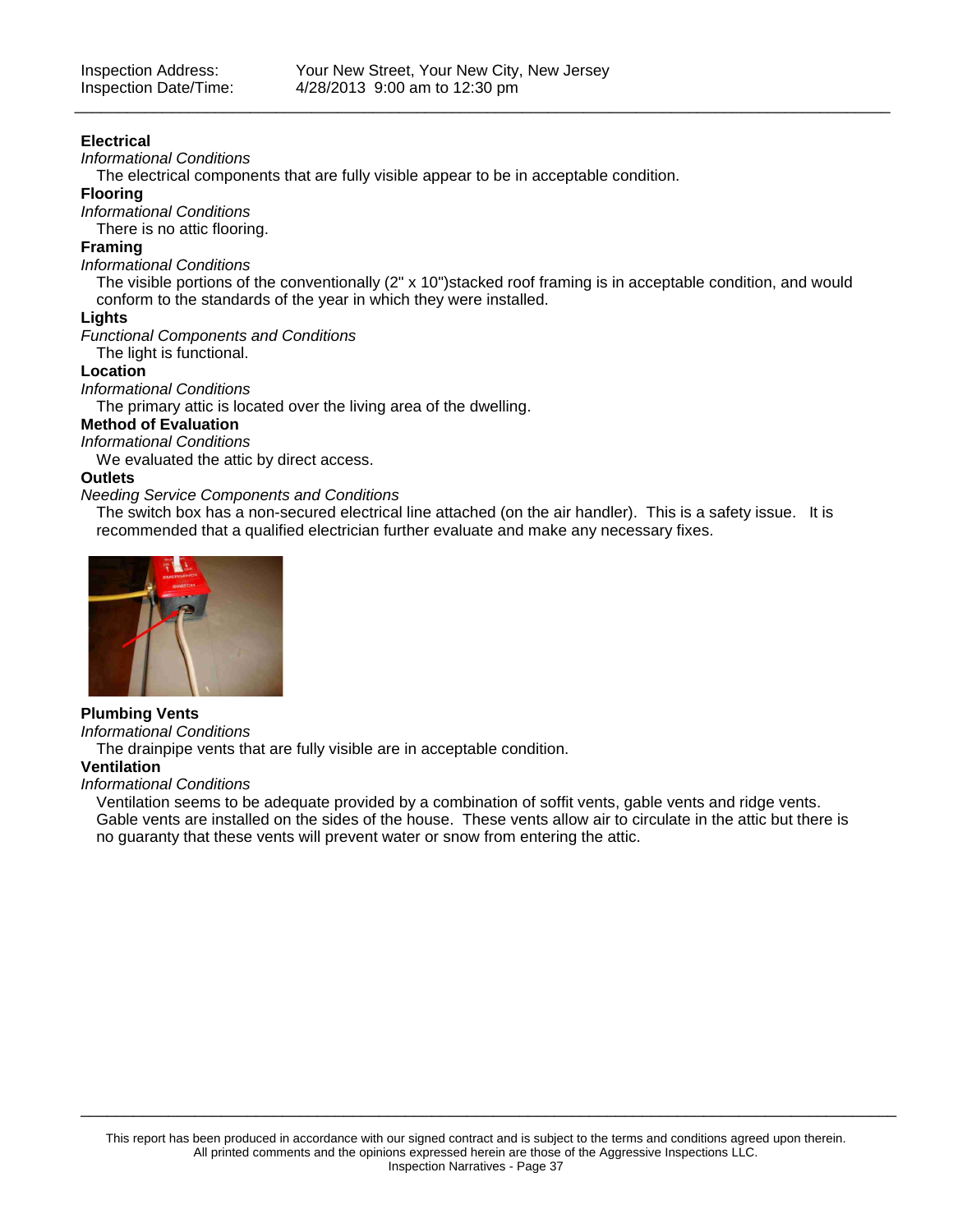Inspection Address: Your New Street, Your New City, New Jersey
Inspection Date/Time: 4/28/2013 9:00 am to 12:30 pm

**Electrical**

*Informational Conditions*

The electrical components that are fully visible appear to be in acceptable condition.

**Flooring**

*Informational Conditions*

There is no attic flooring.

**Framing**

*Informational Conditions*

The visible portions of the conventionally (2" x 10")stacked roof framing is in acceptable condition, and would conform to the standards of the year in which they were installed.

**Lights**

*Functional Components and Conditions*

The light is functional.

**Location**

*Informational Conditions*

The primary attic is located over the living area of the dwelling.

**Method of Evaluation**

*Informational Conditions*

We evaluated the attic by direct access.

**Outlets**

*Needing Service Components and Conditions*

The switch box has a non-secured electrical line attached (on the air handler). This is a safety issue. It is recommended that a qualified electrician further evaluate and make any necessary fixes.

**Plumbing Vents**

*Informational Conditions*

The drainpipe vents that are fully visible are in acceptable condition.

**Ventilation**

*Informational Conditions*

Ventilation seems to be adequate provided by a combination of soffit vents, gable vents and ridge vents. Gable vents are installed on the sides of the house. These vents allow air to circulate in the attic but there is no guaranty that these vents will prevent water or snow from entering the attic.

This report has been produced in accordance with our signed contract and is subject to the terms and conditions agreed upon therein. All printed comments and the opinions expressed herein are those of the Aggressive Inspections LLC.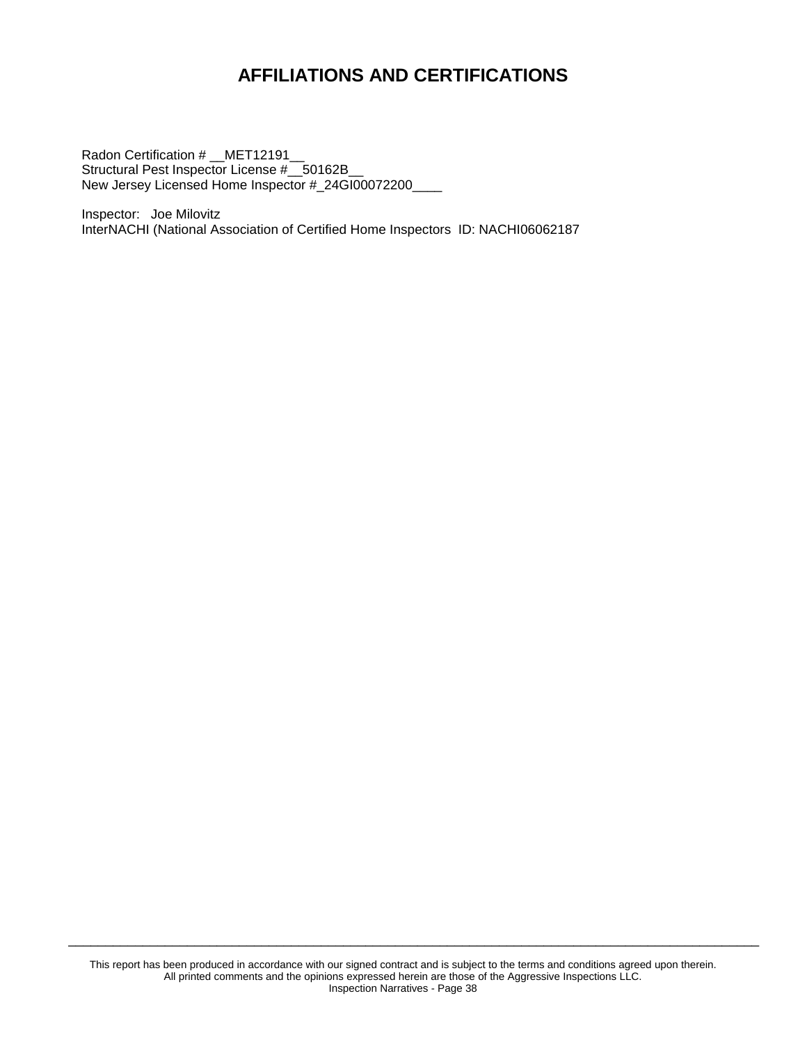# AFFILIATIONS AND CERTIFICATIONS

Radon Certification # __MET12191__
Structural Pest Inspector License #__50162B__
New Jersey Licensed Home Inspector #_24GI00072200____

Inspector: Joe Milovitz
InterNACHI (National Association of Certified Home Inspectors ID: NACHI06062187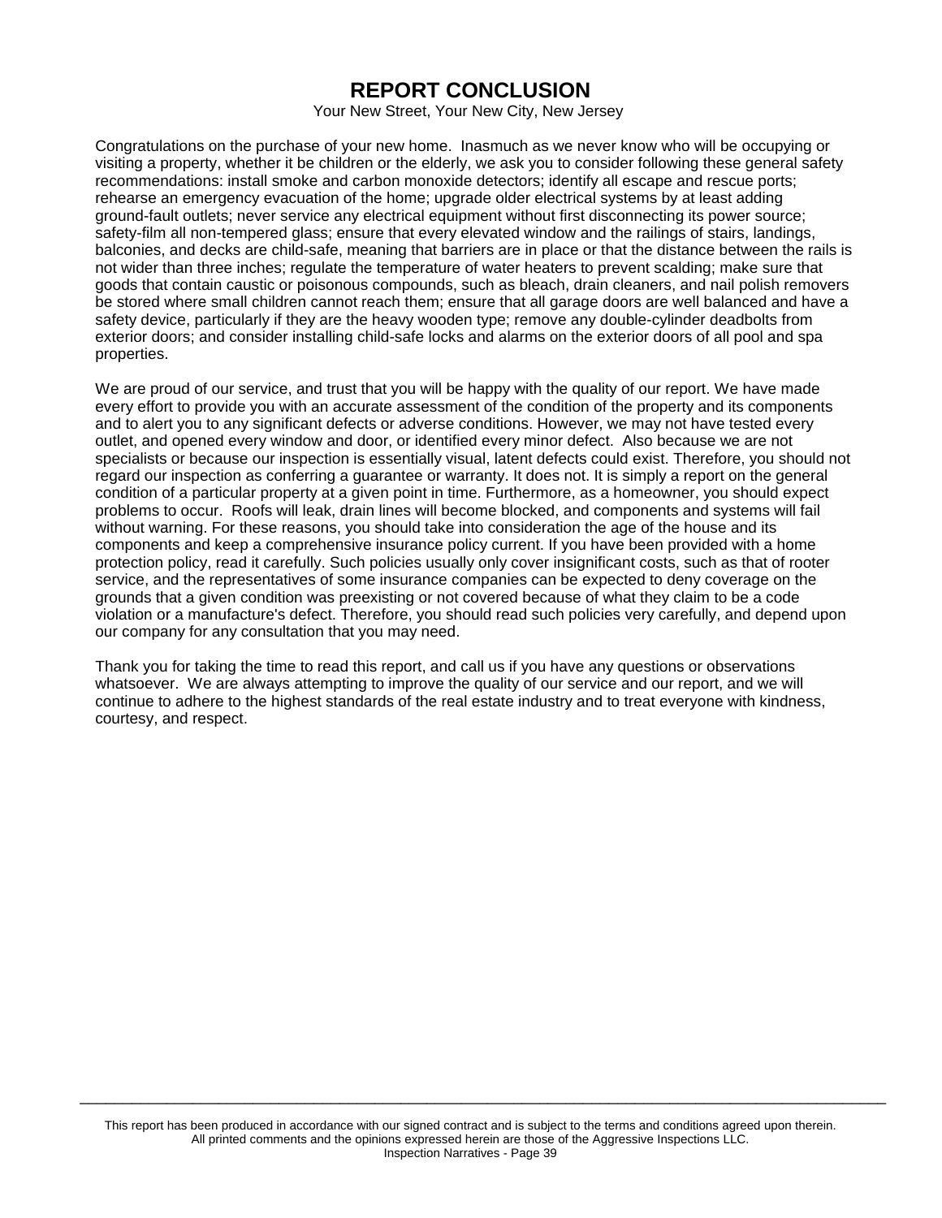# REPORT CONCLUSION

Your New Street, Your New City, New Jersey

Congratulations on the purchase of your new home. Inasmuch as we never know who will be occupying or visiting a property, whether it be children or the elderly, we ask you to consider following these general safety recommendations: install smoke and carbon monoxide detectors; identify all escape and rescue ports; rehearse an emergency evacuation of the home; upgrade older electrical systems by at least adding ground-fault outlets; never service any electrical equipment without first disconnecting its power source; safety-film all non-tempered glass; ensure that every elevated window and the railings of stairs, landings, balconies, and decks are child-safe, meaning that barriers are in place or that the distance between the rails is not wider than three inches; regulate the temperature of water heaters to prevent scalding; make sure that goods that contain caustic or poisonous compounds, such as bleach, drain cleaners, and nail polish removers be stored where small children cannot reach them; ensure that all garage doors are well balanced and have a safety device, particularly if they are the heavy wooden type; remove any double-cylinder deadbolts from exterior doors; and consider installing child-safe locks and alarms on the exterior doors of all pool and spa properties.

We are proud of our service, and trust that you will be happy with the quality of our report. We have made every effort to provide you with an accurate assessment of the condition of the property and its components and to alert you to any significant defects or adverse conditions. However, we may not have tested every outlet, and opened every window and door, or identified every minor defect. Also because we are not specialists or because our inspection is essentially visual, latent defects could exist. Therefore, you should not regard our inspection as conferring a guarantee or warranty. It does not. It is simply a report on the general condition of a particular property at a given point in time. Furthermore, as a homeowner, you should expect problems to occur. Roofs will leak, drain lines will become blocked, and components and systems will fail without warning. For these reasons, you should take into consideration the age of the house and its components and keep a comprehensive insurance policy current. If you have been provided with a home protection policy, read it carefully. Such policies usually only cover insignificant costs, such as that of rooter service, and the representatives of some insurance companies can be expected to deny coverage on the grounds that a given condition was preexisting or not covered because of what they claim to be a code violation or a manufacture's defect. Therefore, you should read such policies very carefully, and depend upon our company for any consultation that you may need.

Thank you for taking the time to read this report, and call us if you have any questions or observations whatsoever. We are always attempting to improve the quality of our service and our report, and we will continue to adhere to the highest standards of the real estate industry and to treat everyone with kindness, courtesy, and respect.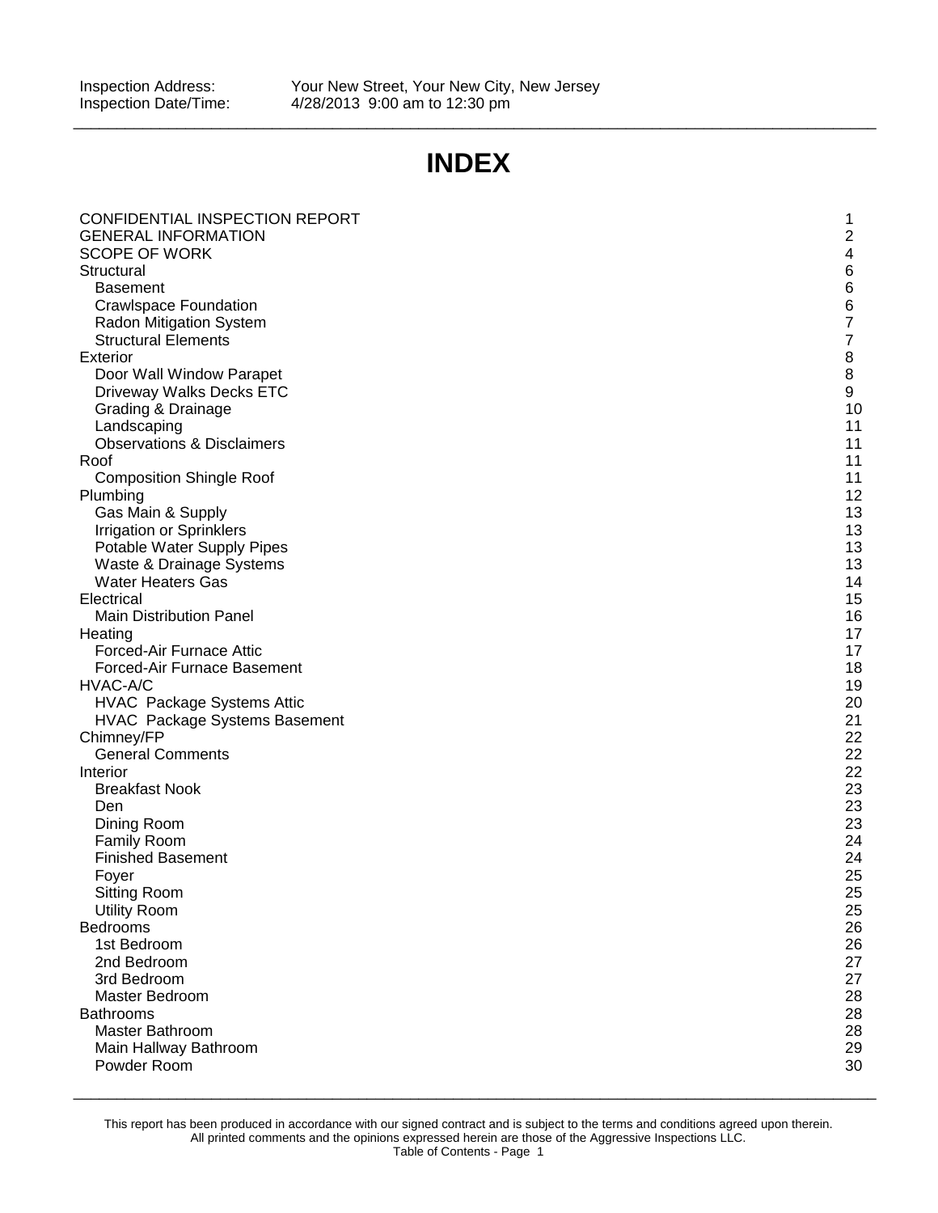Inspection Address: Your New Street, Your New City, New Jersey
Inspection Date/Time: 4/28/2013 9:00 am to 12:30 pm

# INDEX

| | |
|---|---|
| CONFIDENTIAL INSPECTION REPORT | 1 |
| GENERAL INFORMATION | 2 |
| SCOPE OF WORK | 4 |
| Structural | 6 |
| Basement | 6 |
| Crawlspace Foundation | 6 |
| Radon Mitigation System | 7 |
| Structural Elements | 7 |
| Exterior | 8 |
| Door Wall Window Parapet | 8 |
| Driveway Walks Decks ETC | 9 |
| Grading & Drainage | 10 |
| Landscaping | 11 |
| Observations & Disclaimers | 11 |
| Roof | 11 |
| Composition Shingle Roof | 11 |
| Plumbing | 12 |
| Gas Main & Supply | 13 |
| Irrigation or Sprinklers | 13 |
| Potable Water Supply Pipes | 13 |
| Waste & Drainage Systems | 13 |
| Water Heaters Gas | 14 |
| Electrical | 15 |
| Main Distribution Panel | 16 |
| Heating | 17 |
| Forced-Air Furnace Attic | 17 |
| Forced-Air Furnace Basement | 18 |
| HVAC-A/C | 19 |
| HVAC Package Systems Attic | 20 |
| HVAC Package Systems Basement | 21 |
| Chimney/FP | 22 |
| General Comments | 22 |
| Interior | 22 |
| Breakfast Nook | 23 |
| Den | 23 |
| Dining Room | 23 |
| Family Room | 24 |
| Finished Basement | 24 |
| Foyer | 25 |
| Sitting Room | 25 |
| Utility Room | 25 |
| Bedrooms | 26 |
| 1st Bedroom | 26 |
| 2nd Bedroom | 27 |
| 3rd Bedroom | 27 |
| Master Bedroom | 28 |
| Bathrooms | 28 |
| Master Bathroom | 28 |
| Main Hallway Bathroom | 29 |
| Powder Room | 30 |

This report has been produced in accordance with our signed contract and is subject to the terms and conditions agreed upon therein. All printed comments and the opinions expressed herein are those of the Aggressive Inspections LLC.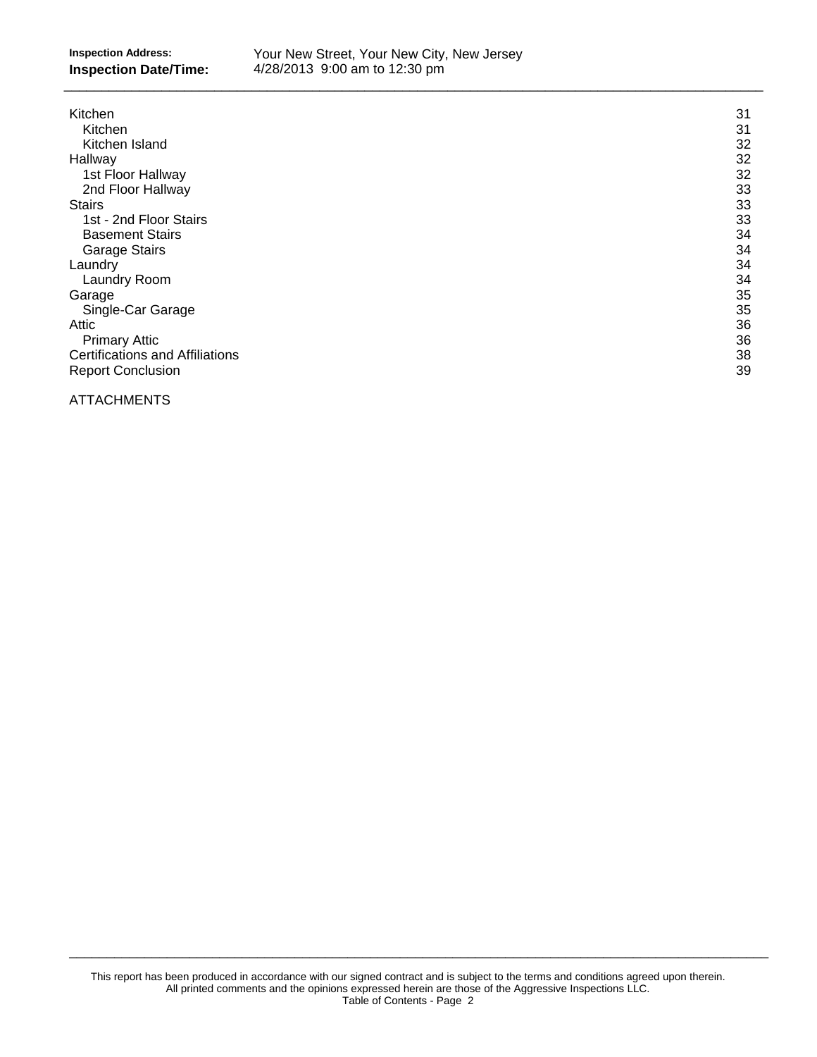| | |
|---|---|
| Kitchen | 31 |
| Kitchen | 31 |
| Kitchen Island | 32 |
| Hallway | 32 |
| 1st Floor Hallway | 32 |
| 2nd Floor Hallway | 33 |
| Stairs | 33 |
| 1st - 2nd Floor Stairs | 33 |
| Basement Stairs | 34 |
| Garage Stairs | 34 |
| Laundry | 34 |
| Laundry Room | 34 |
| Garage | 35 |
| Single-Car Garage | 35 |
| Attic | 36 |
| Primary Attic | 36 |
| Certifications and Affiliations | 38 |
| Report Conclusion | 39 |

ATTACHMENTS